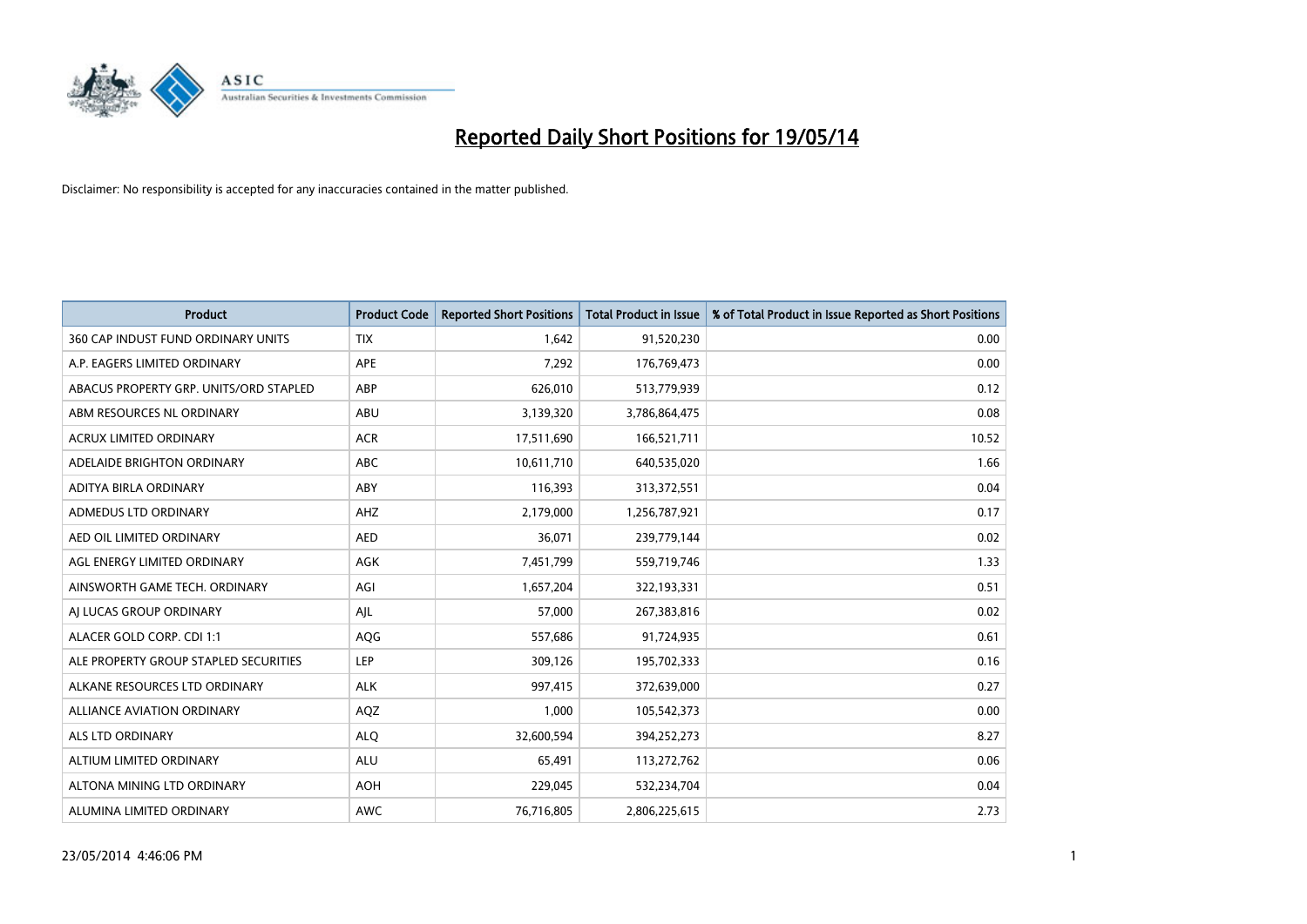# Reported Daily Short Positions for 19/05/14

Disclaimer: No responsibility is accepted for any inaccuracies contained in the matter published.

| Product | Product Code | Reported Short Positions | Total Product in Issue | % of Total Product in Issue Reported as Short Positions |
|---|---|---|---|---|
| 360 CAP INDUST FUND ORDINARY UNITS | TIX | 1,642 | 91,520,230 | 0.00 |
| A.P. EAGERS LIMITED ORDINARY | APE | 7,292 | 176,769,473 | 0.00 |
| ABACUS PROPERTY GRP. UNITS/ORD STAPLED | ABP | 626,010 | 513,779,939 | 0.12 |
| ABM RESOURCES NL ORDINARY | ABU | 3,139,320 | 3,786,864,475 | 0.08 |
| ACRUX LIMITED ORDINARY | ACR | 17,511,690 | 166,521,711 | 10.52 |
| ADELAIDE BRIGHTON ORDINARY | ABC | 10,611,710 | 640,535,020 | 1.66 |
| ADITYA BIRLA ORDINARY | ABY | 116,393 | 313,372,551 | 0.04 |
| ADMEDUS LTD ORDINARY | AHZ | 2,179,000 | 1,256,787,921 | 0.17 |
| AED OIL LIMITED ORDINARY | AED | 36,071 | 239,779,144 | 0.02 |
| AGL ENERGY LIMITED ORDINARY | AGK | 7,451,799 | 559,719,746 | 1.33 |
| AINSWORTH GAME TECH. ORDINARY | AGI | 1,657,204 | 322,193,331 | 0.51 |
| AJ LUCAS GROUP ORDINARY | AJL | 57,000 | 267,383,816 | 0.02 |
| ALACER GOLD CORP. CDI 1:1 | AQG | 557,686 | 91,724,935 | 0.61 |
| ALE PROPERTY GROUP STAPLED SECURITIES | LEP | 309,126 | 195,702,333 | 0.16 |
| ALKANE RESOURCES LTD ORDINARY | ALK | 997,415 | 372,639,000 | 0.27 |
| ALLIANCE AVIATION ORDINARY | AQZ | 1,000 | 105,542,373 | 0.00 |
| ALS LTD ORDINARY | ALQ | 32,600,594 | 394,252,273 | 8.27 |
| ALTIUM LIMITED ORDINARY | ALU | 65,491 | 113,272,762 | 0.06 |
| ALTONA MINING LTD ORDINARY | AOH | 229,045 | 532,234,704 | 0.04 |
| ALUMINA LIMITED ORDINARY | AWC | 76,716,805 | 2,806,225,615 | 2.73 |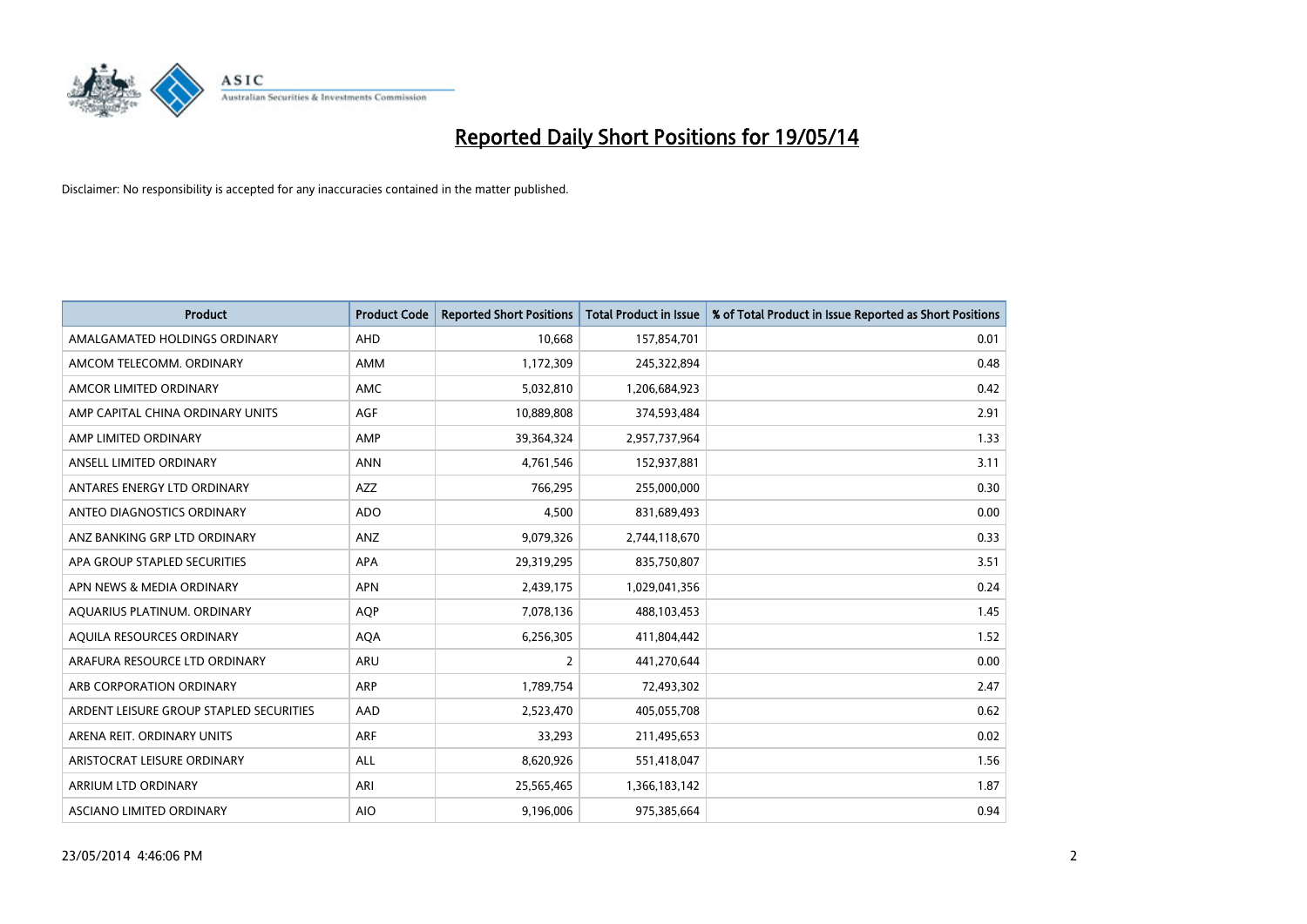# Reported Daily Short Positions for 19/05/14

Disclaimer: No responsibility is accepted for any inaccuracies contained in the matter published.

| Product | Product Code | Reported Short Positions | Total Product in Issue | % of Total Product in Issue Reported as Short Positions |
|---|---|---|---|---|
| AMALGAMATED HOLDINGS ORDINARY | AHD | 10,668 | 157,854,701 | 0.01 |
| AMCOM TELECOMM. ORDINARY | AMM | 1,172,309 | 245,322,894 | 0.48 |
| AMCOR LIMITED ORDINARY | AMC | 5,032,810 | 1,206,684,923 | 0.42 |
| AMP CAPITAL CHINA ORDINARY UNITS | AGF | 10,889,808 | 374,593,484 | 2.91 |
| AMP LIMITED ORDINARY | AMP | 39,364,324 | 2,957,737,964 | 1.33 |
| ANSELL LIMITED ORDINARY | ANN | 4,761,546 | 152,937,881 | 3.11 |
| ANTARES ENERGY LTD ORDINARY | AZZ | 766,295 | 255,000,000 | 0.30 |
| ANTEO DIAGNOSTICS ORDINARY | ADO | 4,500 | 831,689,493 | 0.00 |
| ANZ BANKING GRP LTD ORDINARY | ANZ | 9,079,326 | 2,744,118,670 | 0.33 |
| APA GROUP STAPLED SECURITIES | APA | 29,319,295 | 835,750,807 | 3.51 |
| APN NEWS & MEDIA ORDINARY | APN | 2,439,175 | 1,029,041,356 | 0.24 |
| AQUARIUS PLATINUM. ORDINARY | AQP | 7,078,136 | 488,103,453 | 1.45 |
| AQUILA RESOURCES ORDINARY | AQA | 6,256,305 | 411,804,442 | 1.52 |
| ARAFURA RESOURCE LTD ORDINARY | ARU | 2 | 441,270,644 | 0.00 |
| ARB CORPORATION ORDINARY | ARP | 1,789,754 | 72,493,302 | 2.47 |
| ARDENT LEISURE GROUP STAPLED SECURITIES | AAD | 2,523,470 | 405,055,708 | 0.62 |
| ARENA REIT. ORDINARY UNITS | ARF | 33,293 | 211,495,653 | 0.02 |
| ARISTOCRAT LEISURE ORDINARY | ALL | 8,620,926 | 551,418,047 | 1.56 |
| ARRIUM LTD ORDINARY | ARI | 25,565,465 | 1,366,183,142 | 1.87 |
| ASCIANO LIMITED ORDINARY | AIO | 9,196,006 | 975,385,664 | 0.94 |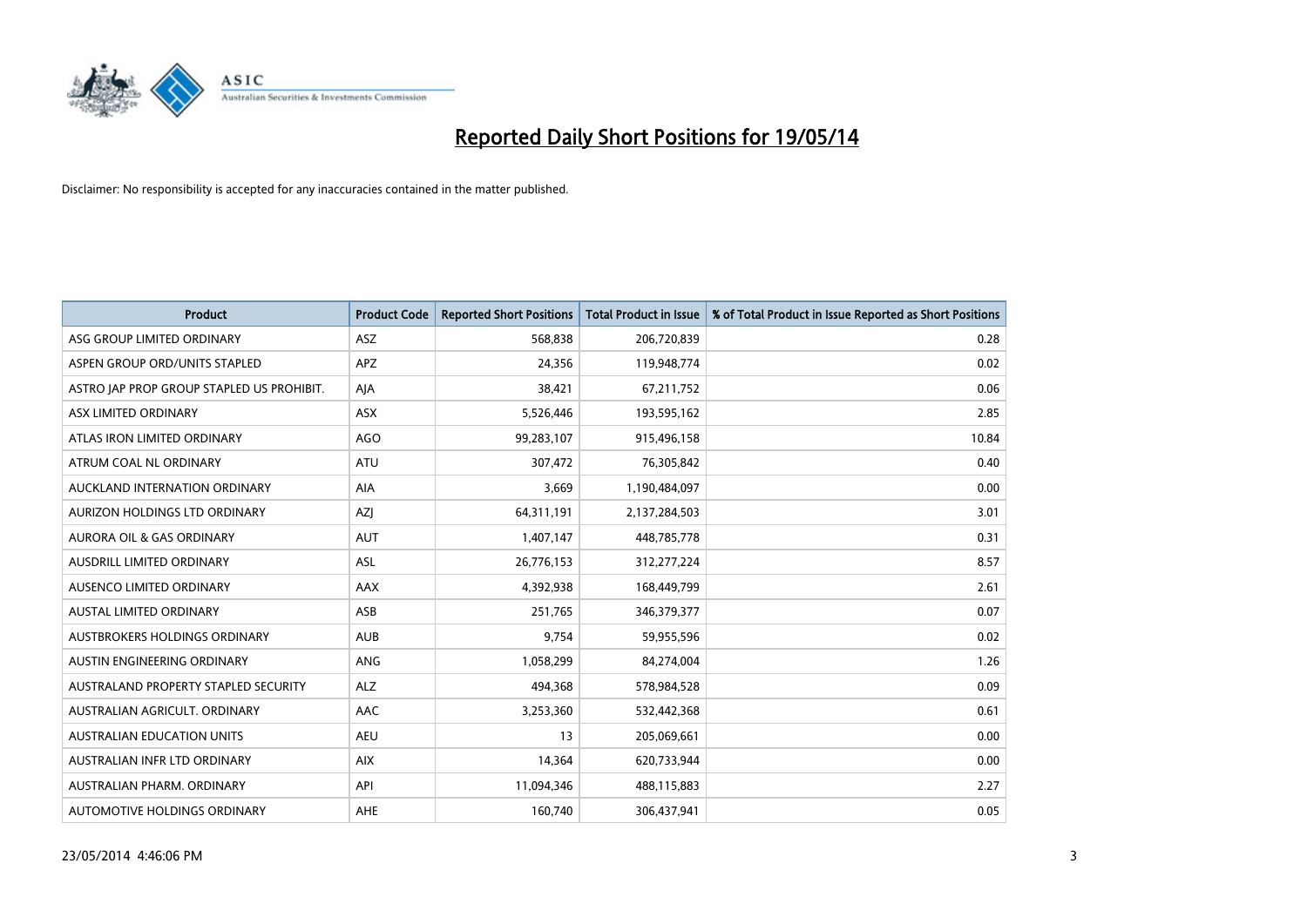# Reported Daily Short Positions for 19/05/14

Disclaimer: No responsibility is accepted for any inaccuracies contained in the matter published.

| Product | Product Code | Reported Short Positions | Total Product in Issue | % of Total Product in Issue Reported as Short Positions |
|---|---|---|---|---|
| ASG GROUP LIMITED ORDINARY | ASZ | 568,838 | 206,720,839 | 0.28 |
| ASPEN GROUP ORD/UNITS STAPLED | APZ | 24,356 | 119,948,774 | 0.02 |
| ASTRO JAP PROP GROUP STAPLED US PROHIBIT. | AJA | 38,421 | 67,211,752 | 0.06 |
| ASX LIMITED ORDINARY | ASX | 5,526,446 | 193,595,162 | 2.85 |
| ATLAS IRON LIMITED ORDINARY | AGO | 99,283,107 | 915,496,158 | 10.84 |
| ATRUM COAL NL ORDINARY | ATU | 307,472 | 76,305,842 | 0.40 |
| AUCKLAND INTERNATION ORDINARY | AIA | 3,669 | 1,190,484,097 | 0.00 |
| AURIZON HOLDINGS LTD ORDINARY | AZJ | 64,311,191 | 2,137,284,503 | 3.01 |
| AURORA OIL & GAS ORDINARY | AUT | 1,407,147 | 448,785,778 | 0.31 |
| AUSDRILL LIMITED ORDINARY | ASL | 26,776,153 | 312,277,224 | 8.57 |
| AUSENCO LIMITED ORDINARY | AAX | 4,392,938 | 168,449,799 | 2.61 |
| AUSTAL LIMITED ORDINARY | ASB | 251,765 | 346,379,377 | 0.07 |
| AUSTBROKERS HOLDINGS ORDINARY | AUB | 9,754 | 59,955,596 | 0.02 |
| AUSTIN ENGINEERING ORDINARY | ANG | 1,058,299 | 84,274,004 | 1.26 |
| AUSTRALAND PROPERTY STAPLED SECURITY | ALZ | 494,368 | 578,984,528 | 0.09 |
| AUSTRALIAN AGRICULT. ORDINARY | AAC | 3,253,360 | 532,442,368 | 0.61 |
| AUSTRALIAN EDUCATION UNITS | AEU | 13 | 205,069,661 | 0.00 |
| AUSTRALIAN INFR LTD ORDINARY | AIX | 14,364 | 620,733,944 | 0.00 |
| AUSTRALIAN PHARM. ORDINARY | API | 11,094,346 | 488,115,883 | 2.27 |
| AUTOMOTIVE HOLDINGS ORDINARY | AHE | 160,740 | 306,437,941 | 0.05 |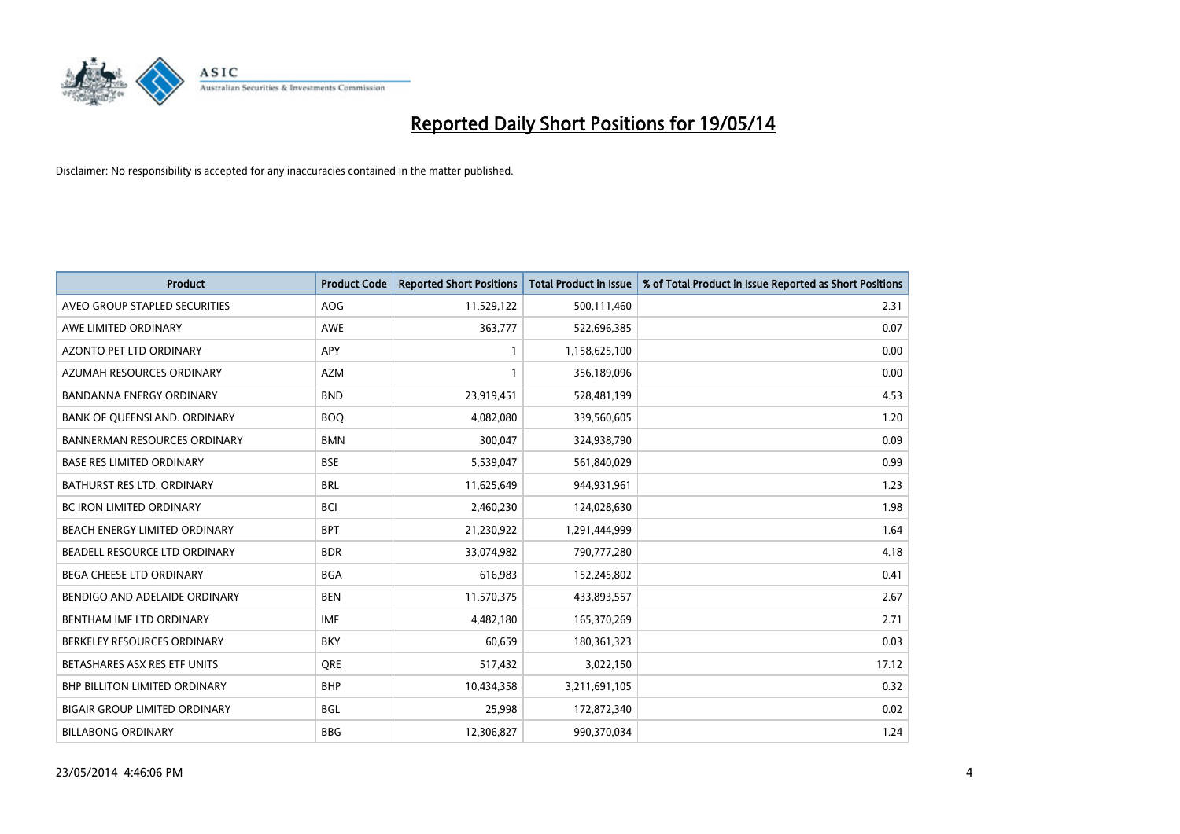# Reported Daily Short Positions for 19/05/14

Disclaimer: No responsibility is accepted for any inaccuracies contained in the matter published.

| Product | Product Code | Reported Short Positions | Total Product in Issue | % of Total Product in Issue Reported as Short Positions |
|---|---|---|---|---|
| AVEO GROUP STAPLED SECURITIES | AOG | 11,529,122 | 500,111,460 | 2.31 |
| AWE LIMITED ORDINARY | AWE | 363,777 | 522,696,385 | 0.07 |
| AZONTO PET LTD ORDINARY | APY | 1 | 1,158,625,100 | 0.00 |
| AZUMAH RESOURCES ORDINARY | AZM | 1 | 356,189,096 | 0.00 |
| BANDANNA ENERGY ORDINARY | BND | 23,919,451 | 528,481,199 | 4.53 |
| BANK OF QUEENSLAND. ORDINARY | BOQ | 4,082,080 | 339,560,605 | 1.20 |
| BANNERMAN RESOURCES ORDINARY | BMN | 300,047 | 324,938,790 | 0.09 |
| BASE RES LIMITED ORDINARY | BSE | 5,539,047 | 561,840,029 | 0.99 |
| BATHURST RES LTD. ORDINARY | BRL | 11,625,649 | 944,931,961 | 1.23 |
| BC IRON LIMITED ORDINARY | BCI | 2,460,230 | 124,028,630 | 1.98 |
| BEACH ENERGY LIMITED ORDINARY | BPT | 21,230,922 | 1,291,444,999 | 1.64 |
| BEADELL RESOURCE LTD ORDINARY | BDR | 33,074,982 | 790,777,280 | 4.18 |
| BEGA CHEESE LTD ORDINARY | BGA | 616,983 | 152,245,802 | 0.41 |
| BENDIGO AND ADELAIDE ORDINARY | BEN | 11,570,375 | 433,893,557 | 2.67 |
| BENTHAM IMF LTD ORDINARY | IMF | 4,482,180 | 165,370,269 | 2.71 |
| BERKELEY RESOURCES ORDINARY | BKY | 60,659 | 180,361,323 | 0.03 |
| BETASHARES ASX RES ETF UNITS | QRE | 517,432 | 3,022,150 | 17.12 |
| BHP BILLITON LIMITED ORDINARY | BHP | 10,434,358 | 3,211,691,105 | 0.32 |
| BIGAIR GROUP LIMITED ORDINARY | BGL | 25,998 | 172,872,340 | 0.02 |
| BILLABONG ORDINARY | BBG | 12,306,827 | 990,370,034 | 1.24 |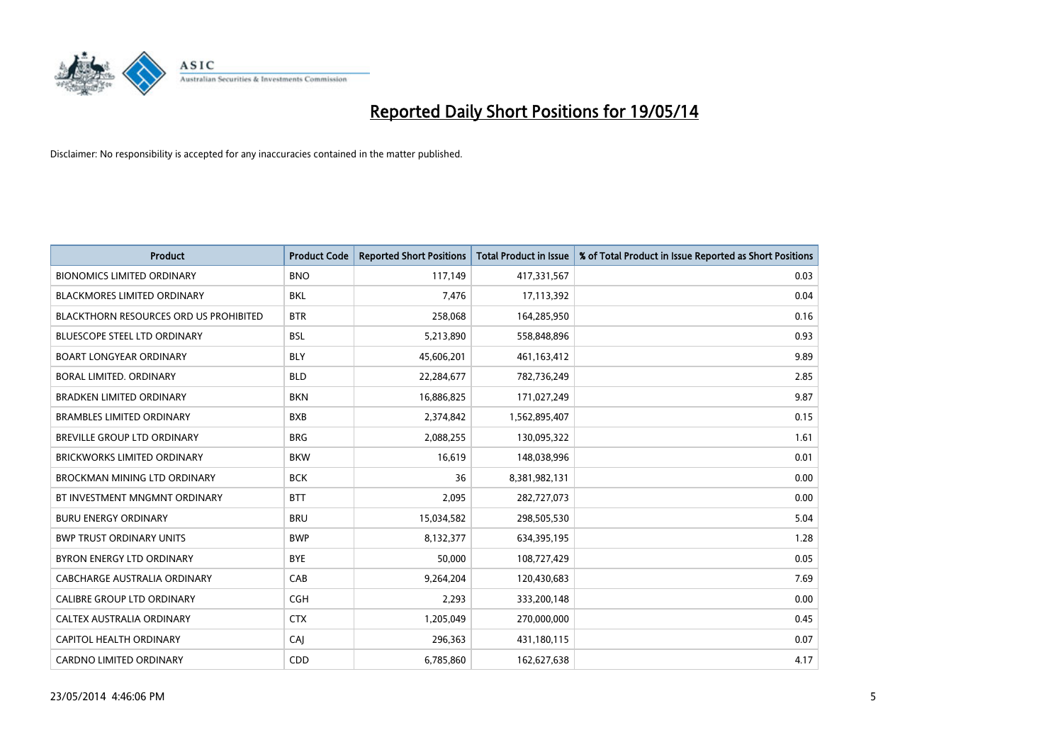# Reported Daily Short Positions for 19/05/14

Disclaimer: No responsibility is accepted for any inaccuracies contained in the matter published.

| Product | Product Code | Reported Short Positions | Total Product in Issue | % of Total Product in Issue Reported as Short Positions |
| --- | --- | --- | --- | --- |
| BIONOMICS LIMITED ORDINARY | BNO | 117,149 | 417,331,567 | 0.03 |
| BLACKMORES LIMITED ORDINARY | BKL | 7,476 | 17,113,392 | 0.04 |
| BLACKTHORN RESOURCES ORD US PROHIBITED | BTR | 258,068 | 164,285,950 | 0.16 |
| BLUESCOPE STEEL LTD ORDINARY | BSL | 5,213,890 | 558,848,896 | 0.93 |
| BOART LONGYEAR ORDINARY | BLY | 45,606,201 | 461,163,412 | 9.89 |
| BORAL LIMITED. ORDINARY | BLD | 22,284,677 | 782,736,249 | 2.85 |
| BRADKEN LIMITED ORDINARY | BKN | 16,886,825 | 171,027,249 | 9.87 |
| BRAMBLES LIMITED ORDINARY | BXB | 2,374,842 | 1,562,895,407 | 0.15 |
| BREVILLE GROUP LTD ORDINARY | BRG | 2,088,255 | 130,095,322 | 1.61 |
| BRICKWORKS LIMITED ORDINARY | BKW | 16,619 | 148,038,996 | 0.01 |
| BROCKMAN MINING LTD ORDINARY | BCK | 36 | 8,381,982,131 | 0.00 |
| BT INVESTMENT MNGMNT ORDINARY | BTT | 2,095 | 282,727,073 | 0.00 |
| BURU ENERGY ORDINARY | BRU | 15,034,582 | 298,505,530 | 5.04 |
| BWP TRUST ORDINARY UNITS | BWP | 8,132,377 | 634,395,195 | 1.28 |
| BYRON ENERGY LTD ORDINARY | BYE | 50,000 | 108,727,429 | 0.05 |
| CABCHARGE AUSTRALIA ORDINARY | CAB | 9,264,204 | 120,430,683 | 7.69 |
| CALIBRE GROUP LTD ORDINARY | CGH | 2,293 | 333,200,148 | 0.00 |
| CALTEX AUSTRALIA ORDINARY | CTX | 1,205,049 | 270,000,000 | 0.45 |
| CAPITOL HEALTH ORDINARY | CAJ | 296,363 | 431,180,115 | 0.07 |
| CARDNO LIMITED ORDINARY | CDD | 6,785,860 | 162,627,638 | 4.17 |

23/05/2014 4:46:06 PM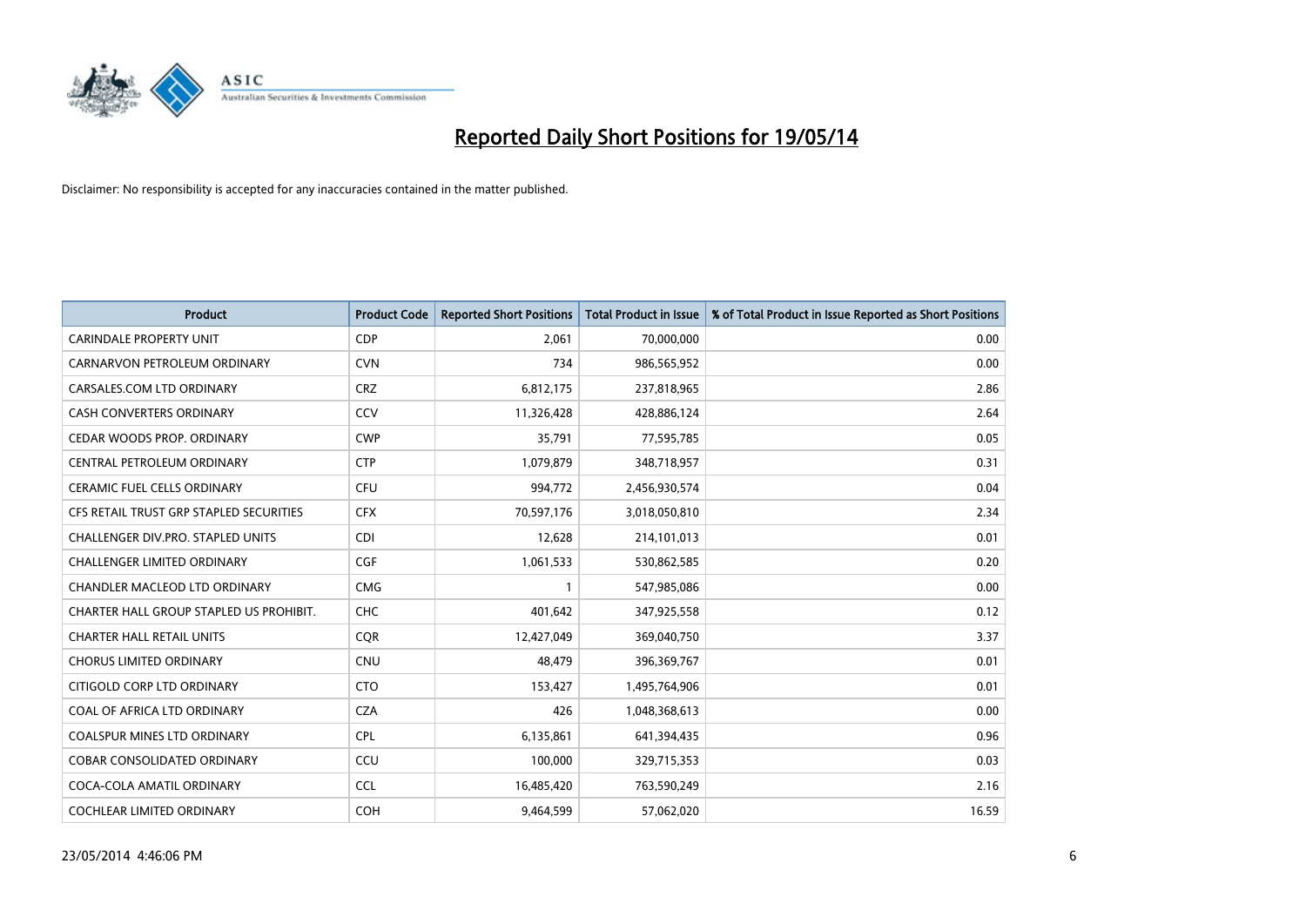# Reported Daily Short Positions for 19/05/14

Disclaimer: No responsibility is accepted for any inaccuracies contained in the matter published.

| Product | Product Code | Reported Short Positions | Total Product in Issue | % of Total Product in Issue Reported as Short Positions |
|---|---|---|---|---|
| CARINDALE PROPERTY UNIT | CDP | 2,061 | 70,000,000 | 0.00 |
| CARNARVON PETROLEUM ORDINARY | CVN | 734 | 986,565,952 | 0.00 |
| CARSALES.COM LTD ORDINARY | CRZ | 6,812,175 | 237,818,965 | 2.86 |
| CASH CONVERTERS ORDINARY | CCV | 11,326,428 | 428,886,124 | 2.64 |
| CEDAR WOODS PROP. ORDINARY | CWP | 35,791 | 77,595,785 | 0.05 |
| CENTRAL PETROLEUM ORDINARY | CTP | 1,079,879 | 348,718,957 | 0.31 |
| CERAMIC FUEL CELLS ORDINARY | CFU | 994,772 | 2,456,930,574 | 0.04 |
| CFS RETAIL TRUST GRP STAPLED SECURITIES | CFX | 70,597,176 | 3,018,050,810 | 2.34 |
| CHALLENGER DIV.PRO. STAPLED UNITS | CDI | 12,628 | 214,101,013 | 0.01 |
| CHALLENGER LIMITED ORDINARY | CGF | 1,061,533 | 530,862,585 | 0.20 |
| CHANDLER MACLEOD LTD ORDINARY | CMG | 1 | 547,985,086 | 0.00 |
| CHARTER HALL GROUP STAPLED US PROHIBIT. | CHC | 401,642 | 347,925,558 | 0.12 |
| CHARTER HALL RETAIL UNITS | CQR | 12,427,049 | 369,040,750 | 3.37 |
| CHORUS LIMITED ORDINARY | CNU | 48,479 | 396,369,767 | 0.01 |
| CITIGOLD CORP LTD ORDINARY | CTO | 153,427 | 1,495,764,906 | 0.01 |
| COAL OF AFRICA LTD ORDINARY | CZA | 426 | 1,048,368,613 | 0.00 |
| COALSPUR MINES LTD ORDINARY | CPL | 6,135,861 | 641,394,435 | 0.96 |
| COBAR CONSOLIDATED ORDINARY | CCU | 100,000 | 329,715,353 | 0.03 |
| COCA-COLA AMATIL ORDINARY | CCL | 16,485,420 | 763,590,249 | 2.16 |
| COCHLEAR LIMITED ORDINARY | COH | 9,464,599 | 57,062,020 | 16.59 |

23/05/2014 4:46:06 PM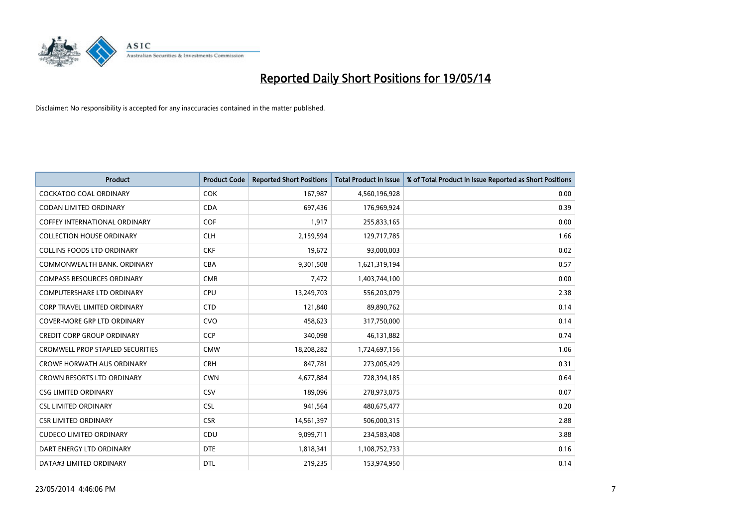# Reported Daily Short Positions for 19/05/14

Disclaimer: No responsibility is accepted for any inaccuracies contained in the matter published.

| Product | Product Code | Reported Short Positions | Total Product in Issue | % of Total Product in Issue Reported as Short Positions |
|---|---|---|---|---|
| COCKATOO COAL ORDINARY | COK | 167,987 | 4,560,196,928 | 0.00 |
| CODAN LIMITED ORDINARY | CDA | 697,436 | 176,969,924 | 0.39 |
| COFFEY INTERNATIONAL ORDINARY | COF | 1,917 | 255,833,165 | 0.00 |
| COLLECTION HOUSE ORDINARY | CLH | 2,159,594 | 129,717,785 | 1.66 |
| COLLINS FOODS LTD ORDINARY | CKF | 19,672 | 93,000,003 | 0.02 |
| COMMONWEALTH BANK. ORDINARY | CBA | 9,301,508 | 1,621,319,194 | 0.57 |
| COMPASS RESOURCES ORDINARY | CMR | 7,472 | 1,403,744,100 | 0.00 |
| COMPUTERSHARE LTD ORDINARY | CPU | 13,249,703 | 556,203,079 | 2.38 |
| CORP TRAVEL LIMITED ORDINARY | CTD | 121,840 | 89,890,762 | 0.14 |
| COVER-MORE GRP LTD ORDINARY | CVO | 458,623 | 317,750,000 | 0.14 |
| CREDIT CORP GROUP ORDINARY | CCP | 340,098 | 46,131,882 | 0.74 |
| CROMWELL PROP STAPLED SECURITIES | CMW | 18,208,282 | 1,724,697,156 | 1.06 |
| CROWE HORWATH AUS ORDINARY | CRH | 847,781 | 273,005,429 | 0.31 |
| CROWN RESORTS LTD ORDINARY | CWN | 4,677,884 | 728,394,185 | 0.64 |
| CSG LIMITED ORDINARY | CSV | 189,096 | 278,973,075 | 0.07 |
| CSL LIMITED ORDINARY | CSL | 941,564 | 480,675,477 | 0.20 |
| CSR LIMITED ORDINARY | CSR | 14,561,397 | 506,000,315 | 2.88 |
| CUDECO LIMITED ORDINARY | CDU | 9,099,711 | 234,583,408 | 3.88 |
| DART ENERGY LTD ORDINARY | DTE | 1,818,341 | 1,108,752,733 | 0.16 |
| DATA#3 LIMITED ORDINARY | DTL | 219,235 | 153,974,950 | 0.14 |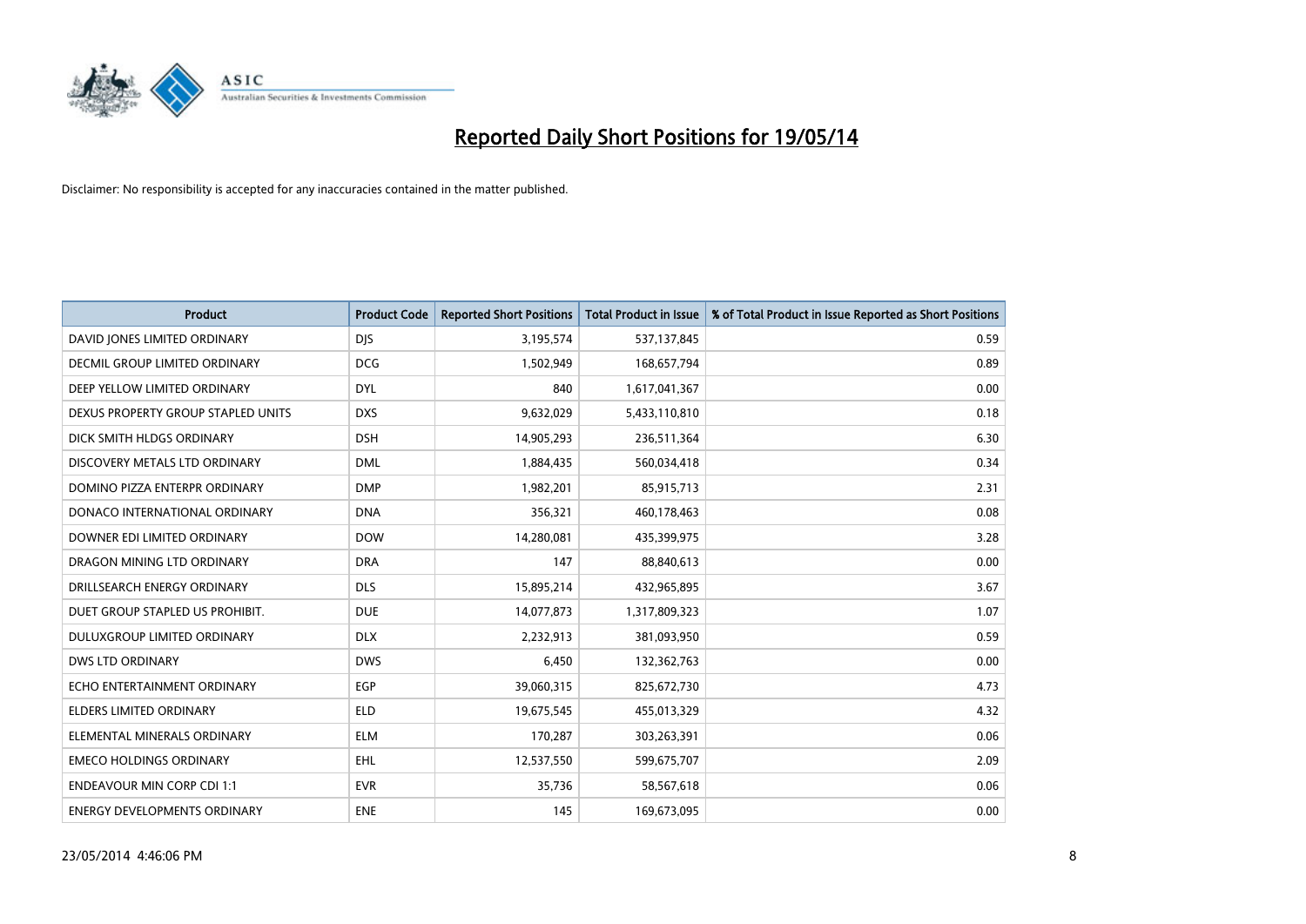# Reported Daily Short Positions for 19/05/14

Disclaimer: No responsibility is accepted for any inaccuracies contained in the matter published.

| Product | Product Code | Reported Short Positions | Total Product in Issue | % of Total Product in Issue Reported as Short Positions |
|---|---|---|---|---|
| DAVID JONES LIMITED ORDINARY | DJS | 3,195,574 | 537,137,845 | 0.59 |
| DECMIL GROUP LIMITED ORDINARY | DCG | 1,502,949 | 168,657,794 | 0.89 |
| DEEP YELLOW LIMITED ORDINARY | DYL | 840 | 1,617,041,367 | 0.00 |
| DEXUS PROPERTY GROUP STAPLED UNITS | DXS | 9,632,029 | 5,433,110,810 | 0.18 |
| DICK SMITH HLDGS ORDINARY | DSH | 14,905,293 | 236,511,364 | 6.30 |
| DISCOVERY METALS LTD ORDINARY | DML | 1,884,435 | 560,034,418 | 0.34 |
| DOMINO PIZZA ENTERPR ORDINARY | DMP | 1,982,201 | 85,915,713 | 2.31 |
| DONACO INTERNATIONAL ORDINARY | DNA | 356,321 | 460,178,463 | 0.08 |
| DOWNER EDI LIMITED ORDINARY | DOW | 14,280,081 | 435,399,975 | 3.28 |
| DRAGON MINING LTD ORDINARY | DRA | 147 | 88,840,613 | 0.00 |
| DRILLSEARCH ENERGY ORDINARY | DLS | 15,895,214 | 432,965,895 | 3.67 |
| DUET GROUP STAPLED US PROHIBIT. | DUE | 14,077,873 | 1,317,809,323 | 1.07 |
| DULUXGROUP LIMITED ORDINARY | DLX | 2,232,913 | 381,093,950 | 0.59 |
| DWS LTD ORDINARY | DWS | 6,450 | 132,362,763 | 0.00 |
| ECHO ENTERTAINMENT ORDINARY | EGP | 39,060,315 | 825,672,730 | 4.73 |
| ELDERS LIMITED ORDINARY | ELD | 19,675,545 | 455,013,329 | 4.32 |
| ELEMENTAL MINERALS ORDINARY | ELM | 170,287 | 303,263,391 | 0.06 |
| EMECO HOLDINGS ORDINARY | EHL | 12,537,550 | 599,675,707 | 2.09 |
| ENDEAVOUR MIN CORP CDI 1:1 | EVR | 35,736 | 58,567,618 | 0.06 |
| ENERGY DEVELOPMENTS ORDINARY | ENE | 145 | 169,673,095 | 0.00 |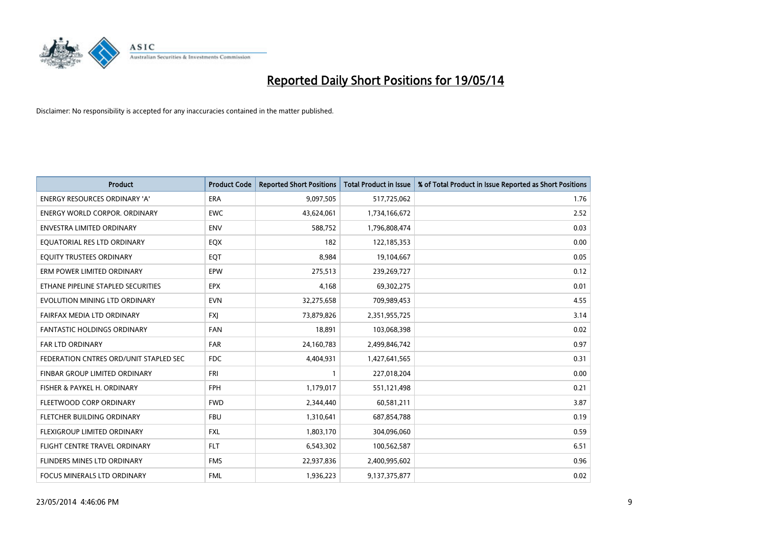# Reported Daily Short Positions for 19/05/14

Disclaimer: No responsibility is accepted for any inaccuracies contained in the matter published.

| Product | Product Code | Reported Short Positions | Total Product in Issue | % of Total Product in Issue Reported as Short Positions |
|---|---|---|---|---|
| ENERGY RESOURCES ORDINARY 'A' | ERA | 9,097,505 | 517,725,062 | 1.76 |
| ENERGY WORLD CORPOR. ORDINARY | EWC | 43,624,061 | 1,734,166,672 | 2.52 |
| ENVESTRA LIMITED ORDINARY | ENV | 588,752 | 1,796,808,474 | 0.03 |
| EQUATORIAL RES LTD ORDINARY | EQX | 182 | 122,185,353 | 0.00 |
| EQUITY TRUSTEES ORDINARY | EQT | 8,984 | 19,104,667 | 0.05 |
| ERM POWER LIMITED ORDINARY | EPW | 275,513 | 239,269,727 | 0.12 |
| ETHANE PIPELINE STAPLED SECURITIES | EPX | 4,168 | 69,302,275 | 0.01 |
| EVOLUTION MINING LTD ORDINARY | EVN | 32,275,658 | 709,989,453 | 4.55 |
| FAIRFAX MEDIA LTD ORDINARY | FXJ | 73,879,826 | 2,351,955,725 | 3.14 |
| FANTASTIC HOLDINGS ORDINARY | FAN | 18,891 | 103,068,398 | 0.02 |
| FAR LTD ORDINARY | FAR | 24,160,783 | 2,499,846,742 | 0.97 |
| FEDERATION CNTRES ORD/UNIT STAPLED SEC | FDC | 4,404,931 | 1,427,641,565 | 0.31 |
| FINBAR GROUP LIMITED ORDINARY | FRI | 1 | 227,018,204 | 0.00 |
| FISHER & PAYKEL H. ORDINARY | FPH | 1,179,017 | 551,121,498 | 0.21 |
| FLEETWOOD CORP ORDINARY | FWD | 2,344,440 | 60,581,211 | 3.87 |
| FLETCHER BUILDING ORDINARY | FBU | 1,310,641 | 687,854,788 | 0.19 |
| FLEXIGROUP LIMITED ORDINARY | FXL | 1,803,170 | 304,096,060 | 0.59 |
| FLIGHT CENTRE TRAVEL ORDINARY | FLT | 6,543,302 | 100,562,587 | 6.51 |
| FLINDERS MINES LTD ORDINARY | FMS | 22,937,836 | 2,400,995,602 | 0.96 |
| FOCUS MINERALS LTD ORDINARY | FML | 1,936,223 | 9,137,375,877 | 0.02 |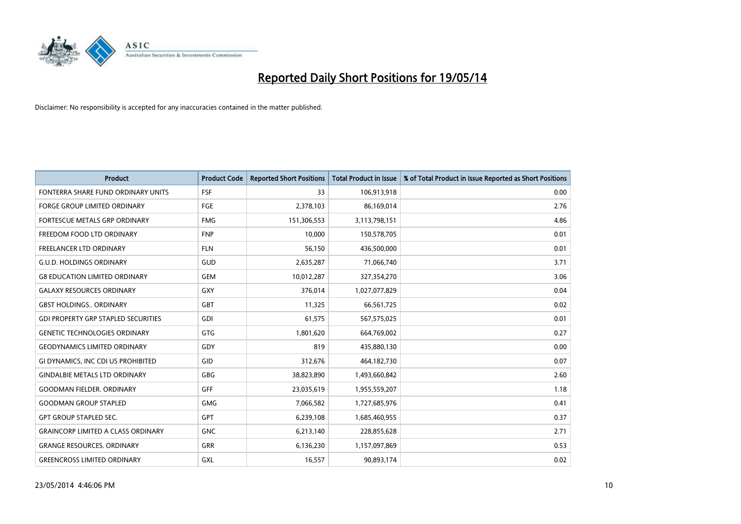# Reported Daily Short Positions for 19/05/14

Disclaimer: No responsibility is accepted for any inaccuracies contained in the matter published.

| Product | Product Code | Reported Short Positions | Total Product in Issue | % of Total Product in Issue Reported as Short Positions |
|---|---|---|---|---|
| FONTERRA SHARE FUND ORDINARY UNITS | FSF | 33 | 106,913,918 | 0.00 |
| FORGE GROUP LIMITED ORDINARY | FGE | 2,378,103 | 86,169,014 | 2.76 |
| FORTESCUE METALS GRP ORDINARY | FMG | 151,306,553 | 3,113,798,151 | 4.86 |
| FREEDOM FOOD LTD ORDINARY | FNP | 10,000 | 150,578,705 | 0.01 |
| FREELANCER LTD ORDINARY | FLN | 56,150 | 436,500,000 | 0.01 |
| G.U.D. HOLDINGS ORDINARY | GUD | 2,635,287 | 71,066,740 | 3.71 |
| G8 EDUCATION LIMITED ORDINARY | GEM | 10,012,287 | 327,354,270 | 3.06 |
| GALAXY RESOURCES ORDINARY | GXY | 376,014 | 1,027,077,829 | 0.04 |
| GBST HOLDINGS.. ORDINARY | GBT | 11,325 | 66,561,725 | 0.02 |
| GDI PROPERTY GRP STAPLED SECURITIES | GDI | 61,575 | 567,575,025 | 0.01 |
| GENETIC TECHNOLOGIES ORDINARY | GTG | 1,801,620 | 664,769,002 | 0.27 |
| GEODYNAMICS LIMITED ORDINARY | GDY | 819 | 435,880,130 | 0.00 |
| GI DYNAMICS, INC CDI US PROHIBITED | GID | 312,676 | 464,182,730 | 0.07 |
| GINDALBIE METALS LTD ORDINARY | GBG | 38,823,890 | 1,493,660,842 | 2.60 |
| GOODMAN FIELDER. ORDINARY | GFF | 23,035,619 | 1,955,559,207 | 1.18 |
| GOODMAN GROUP STAPLED | GMG | 7,066,582 | 1,727,685,976 | 0.41 |
| GPT GROUP STAPLED SEC. | GPT | 6,239,108 | 1,685,460,955 | 0.37 |
| GRAINCORP LIMITED A CLASS ORDINARY | GNC | 6,213,140 | 228,855,628 | 2.71 |
| GRANGE RESOURCES. ORDINARY | GRR | 6,136,230 | 1,157,097,869 | 0.53 |
| GREENCROSS LIMITED ORDINARY | GXL | 16,557 | 90,893,174 | 0.02 |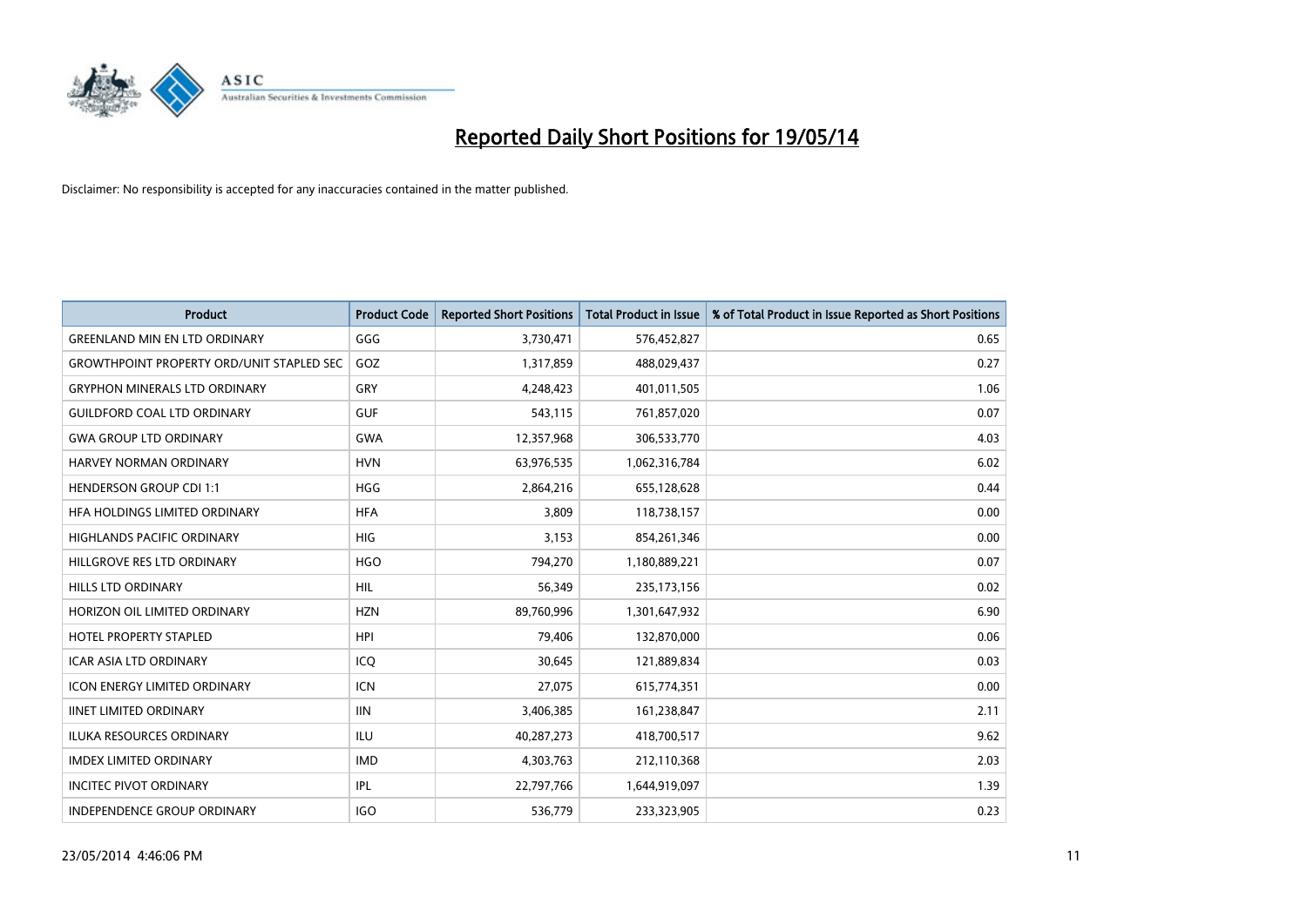# Reported Daily Short Positions for 19/05/14

Disclaimer: No responsibility is accepted for any inaccuracies contained in the matter published.

| Product | Product Code | Reported Short Positions | Total Product in Issue | % of Total Product in Issue Reported as Short Positions |
|---|---|---|---|---|
| GREENLAND MIN EN LTD ORDINARY | GGG | 3,730,471 | 576,452,827 | 0.65 |
| GROWTHPOINT PROPERTY ORD/UNIT STAPLED SEC | GOZ | 1,317,859 | 488,029,437 | 0.27 |
| GRYPHON MINERALS LTD ORDINARY | GRY | 4,248,423 | 401,011,505 | 1.06 |
| GUILDFORD COAL LTD ORDINARY | GUF | 543,115 | 761,857,020 | 0.07 |
| GWA GROUP LTD ORDINARY | GWA | 12,357,968 | 306,533,770 | 4.03 |
| HARVEY NORMAN ORDINARY | HVN | 63,976,535 | 1,062,316,784 | 6.02 |
| HENDERSON GROUP CDI 1:1 | HGG | 2,864,216 | 655,128,628 | 0.44 |
| HFA HOLDINGS LIMITED ORDINARY | HFA | 3,809 | 118,738,157 | 0.00 |
| HIGHLANDS PACIFIC ORDINARY | HIG | 3,153 | 854,261,346 | 0.00 |
| HILLGROVE RES LTD ORDINARY | HGO | 794,270 | 1,180,889,221 | 0.07 |
| HILLS LTD ORDINARY | HIL | 56,349 | 235,173,156 | 0.02 |
| HORIZON OIL LIMITED ORDINARY | HZN | 89,760,996 | 1,301,647,932 | 6.90 |
| HOTEL PROPERTY STAPLED | HPI | 79,406 | 132,870,000 | 0.06 |
| ICAR ASIA LTD ORDINARY | ICQ | 30,645 | 121,889,834 | 0.03 |
| ICON ENERGY LIMITED ORDINARY | ICN | 27,075 | 615,774,351 | 0.00 |
| IINET LIMITED ORDINARY | IIN | 3,406,385 | 161,238,847 | 2.11 |
| ILUKA RESOURCES ORDINARY | ILU | 40,287,273 | 418,700,517 | 9.62 |
| IMDEX LIMITED ORDINARY | IMD | 4,303,763 | 212,110,368 | 2.03 |
| INCITEC PIVOT ORDINARY | IPL | 22,797,766 | 1,644,919,097 | 1.39 |
| INDEPENDENCE GROUP ORDINARY | IGO | 536,779 | 233,323,905 | 0.23 |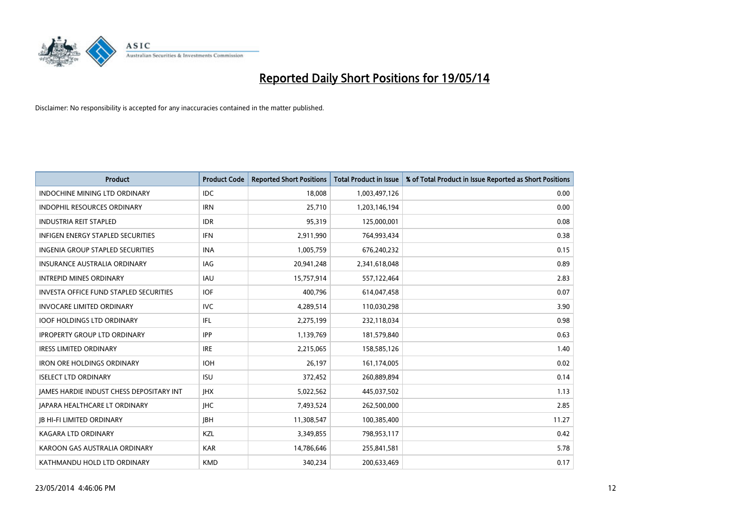# Reported Daily Short Positions for 19/05/14

Disclaimer: No responsibility is accepted for any inaccuracies contained in the matter published.

| Product | Product Code | Reported Short Positions | Total Product in Issue | % of Total Product in Issue Reported as Short Positions |
|---|---|---|---|---|
| INDOCHINE MINING LTD ORDINARY | IDC | 18,008 | 1,003,497,126 | 0.00 |
| INDOPHIL RESOURCES ORDINARY | IRN | 25,710 | 1,203,146,194 | 0.00 |
| INDUSTRIA REIT STAPLED | IDR | 95,319 | 125,000,001 | 0.08 |
| INFIGEN ENERGY STAPLED SECURITIES | IFN | 2,911,990 | 764,993,434 | 0.38 |
| INGENIA GROUP STAPLED SECURITIES | INA | 1,005,759 | 676,240,232 | 0.15 |
| INSURANCE AUSTRALIA ORDINARY | IAG | 20,941,248 | 2,341,618,048 | 0.89 |
| INTREPID MINES ORDINARY | IAU | 15,757,914 | 557,122,464 | 2.83 |
| INVESTA OFFICE FUND STAPLED SECURITIES | IOF | 400,796 | 614,047,458 | 0.07 |
| INVOCARE LIMITED ORDINARY | IVC | 4,289,514 | 110,030,298 | 3.90 |
| IOOF HOLDINGS LTD ORDINARY | IFL | 2,275,199 | 232,118,034 | 0.98 |
| IPROPERTY GROUP LTD ORDINARY | IPP | 1,139,769 | 181,579,840 | 0.63 |
| IRESS LIMITED ORDINARY | IRE | 2,215,065 | 158,585,126 | 1.40 |
| IRON ORE HOLDINGS ORDINARY | IOH | 26,197 | 161,174,005 | 0.02 |
| ISELECT LTD ORDINARY | ISU | 372,452 | 260,889,894 | 0.14 |
| JAMES HARDIE INDUST CHESS DEPOSITARY INT | JHX | 5,022,562 | 445,037,502 | 1.13 |
| JAPARA HEALTHCARE LT ORDINARY | JHC | 7,493,524 | 262,500,000 | 2.85 |
| JB HI-FI LIMITED ORDINARY | JBH | 11,308,547 | 100,385,400 | 11.27 |
| KAGARA LTD ORDINARY | KZL | 3,349,855 | 798,953,117 | 0.42 |
| KAROON GAS AUSTRALIA ORDINARY | KAR | 14,786,646 | 255,841,581 | 5.78 |
| KATHMANDU HOLD LTD ORDINARY | KMD | 340,234 | 200,633,469 | 0.17 |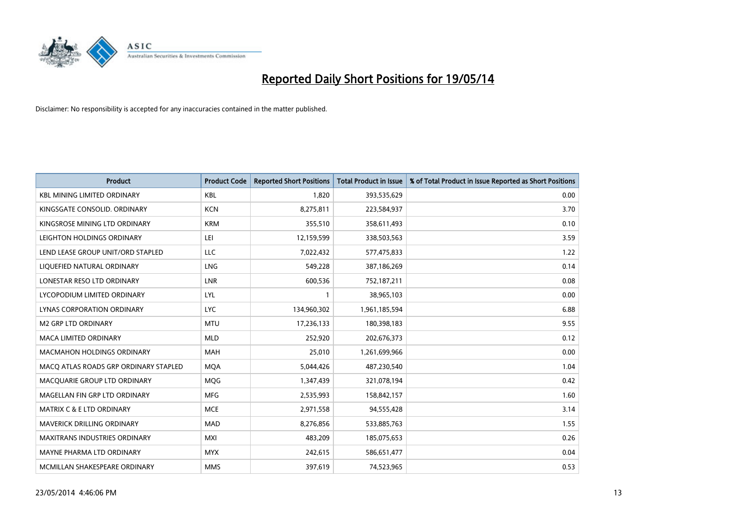# Reported Daily Short Positions for 19/05/14

Disclaimer: No responsibility is accepted for any inaccuracies contained in the matter published.

| Product | Product Code | Reported Short Positions | Total Product in Issue | % of Total Product in Issue Reported as Short Positions |
|---|---|---|---|---|
| KBL MINING LIMITED ORDINARY | KBL | 1,820 | 393,535,629 | 0.00 |
| KINGSGATE CONSOLID. ORDINARY | KCN | 8,275,811 | 223,584,937 | 3.70 |
| KINGSROSE MINING LTD ORDINARY | KRM | 355,510 | 358,611,493 | 0.10 |
| LEIGHTON HOLDINGS ORDINARY | LEI | 12,159,599 | 338,503,563 | 3.59 |
| LEND LEASE GROUP UNIT/ORD STAPLED | LLC | 7,022,432 | 577,475,833 | 1.22 |
| LIQUEFIED NATURAL ORDINARY | LNG | 549,228 | 387,186,269 | 0.14 |
| LONESTAR RESO LTD ORDINARY | LNR | 600,536 | 752,187,211 | 0.08 |
| LYCOPODIUM LIMITED ORDINARY | LYL | 1 | 38,965,103 | 0.00 |
| LYNAS CORPORATION ORDINARY | LYC | 134,960,302 | 1,961,185,594 | 6.88 |
| M2 GRP LTD ORDINARY | MTU | 17,236,133 | 180,398,183 | 9.55 |
| MACA LIMITED ORDINARY | MLD | 252,920 | 202,676,373 | 0.12 |
| MACMAHON HOLDINGS ORDINARY | MAH | 25,010 | 1,261,699,966 | 0.00 |
| MACQ ATLAS ROADS GRP ORDINARY STAPLED | MQA | 5,044,426 | 487,230,540 | 1.04 |
| MACQUARIE GROUP LTD ORDINARY | MQG | 1,347,439 | 321,078,194 | 0.42 |
| MAGELLAN FIN GRP LTD ORDINARY | MFG | 2,535,993 | 158,842,157 | 1.60 |
| MATRIX C & E LTD ORDINARY | MCE | 2,971,558 | 94,555,428 | 3.14 |
| MAVERICK DRILLING ORDINARY | MAD | 8,276,856 | 533,885,763 | 1.55 |
| MAXITRANS INDUSTRIES ORDINARY | MXI | 483,209 | 185,075,653 | 0.26 |
| MAYNE PHARMA LTD ORDINARY | MYX | 242,615 | 586,651,477 | 0.04 |
| MCMILLAN SHAKESPEARE ORDINARY | MMS | 397,619 | 74,523,965 | 0.53 |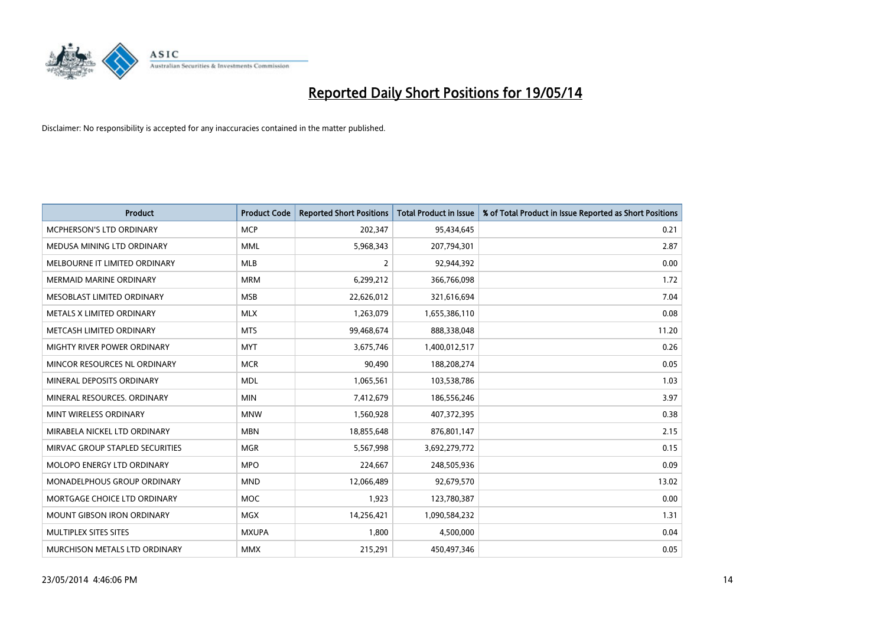# Reported Daily Short Positions for 19/05/14

Disclaimer: No responsibility is accepted for any inaccuracies contained in the matter published.

| Product | Product Code | Reported Short Positions | Total Product in Issue | % of Total Product in Issue Reported as Short Positions |
|---|---|---|---|---|
| MCPHERSON'S LTD ORDINARY | MCP | 202,347 | 95,434,645 | 0.21 |
| MEDUSA MINING LTD ORDINARY | MML | 5,968,343 | 207,794,301 | 2.87 |
| MELBOURNE IT LIMITED ORDINARY | MLB | 2 | 92,944,392 | 0.00 |
| MERMAID MARINE ORDINARY | MRM | 6,299,212 | 366,766,098 | 1.72 |
| MESOBLAST LIMITED ORDINARY | MSB | 22,626,012 | 321,616,694 | 7.04 |
| METALS X LIMITED ORDINARY | MLX | 1,263,079 | 1,655,386,110 | 0.08 |
| METCASH LIMITED ORDINARY | MTS | 99,468,674 | 888,338,048 | 11.20 |
| MIGHTY RIVER POWER ORDINARY | MYT | 3,675,746 | 1,400,012,517 | 0.26 |
| MINCOR RESOURCES NL ORDINARY | MCR | 90,490 | 188,208,274 | 0.05 |
| MINERAL DEPOSITS ORDINARY | MDL | 1,065,561 | 103,538,786 | 1.03 |
| MINERAL RESOURCES. ORDINARY | MIN | 7,412,679 | 186,556,246 | 3.97 |
| MINT WIRELESS ORDINARY | MNW | 1,560,928 | 407,372,395 | 0.38 |
| MIRABELA NICKEL LTD ORDINARY | MBN | 18,855,648 | 876,801,147 | 2.15 |
| MIRVAC GROUP STAPLED SECURITIES | MGR | 5,567,998 | 3,692,279,772 | 0.15 |
| MOLOPO ENERGY LTD ORDINARY | MPO | 224,667 | 248,505,936 | 0.09 |
| MONADELPHOUS GROUP ORDINARY | MND | 12,066,489 | 92,679,570 | 13.02 |
| MORTGAGE CHOICE LTD ORDINARY | MOC | 1,923 | 123,780,387 | 0.00 |
| MOUNT GIBSON IRON ORDINARY | MGX | 14,256,421 | 1,090,584,232 | 1.31 |
| MULTIPLEX SITES SITES | MXUPA | 1,800 | 4,500,000 | 0.04 |
| MURCHISON METALS LTD ORDINARY | MMX | 215,291 | 450,497,346 | 0.05 |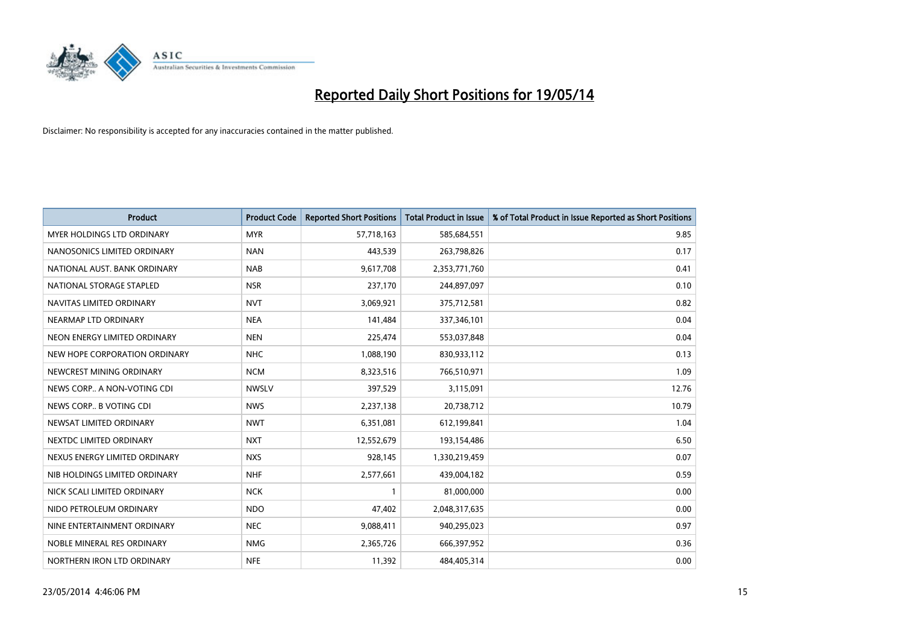# Reported Daily Short Positions for 19/05/14

Disclaimer: No responsibility is accepted for any inaccuracies contained in the matter published.

| Product | Product Code | Reported Short Positions | Total Product in Issue | % of Total Product in Issue Reported as Short Positions |
|---|---|---|---|---|
| MYER HOLDINGS LTD ORDINARY | MYR | 57,718,163 | 585,684,551 | 9.85 |
| NANOSONICS LIMITED ORDINARY | NAN | 443,539 | 263,798,826 | 0.17 |
| NATIONAL AUST. BANK ORDINARY | NAB | 9,617,708 | 2,353,771,760 | 0.41 |
| NATIONAL STORAGE STAPLED | NSR | 237,170 | 244,897,097 | 0.10 |
| NAVITAS LIMITED ORDINARY | NVT | 3,069,921 | 375,712,581 | 0.82 |
| NEARMAP LTD ORDINARY | NEA | 141,484 | 337,346,101 | 0.04 |
| NEON ENERGY LIMITED ORDINARY | NEN | 225,474 | 553,037,848 | 0.04 |
| NEW HOPE CORPORATION ORDINARY | NHC | 1,088,190 | 830,933,112 | 0.13 |
| NEWCREST MINING ORDINARY | NCM | 8,323,516 | 766,510,971 | 1.09 |
| NEWS CORP.. A NON-VOTING CDI | NWSLV | 397,529 | 3,115,091 | 12.76 |
| NEWS CORP.. B VOTING CDI | NWS | 2,237,138 | 20,738,712 | 10.79 |
| NEWSAT LIMITED ORDINARY | NWT | 6,351,081 | 612,199,841 | 1.04 |
| NEXTDC LIMITED ORDINARY | NXT | 12,552,679 | 193,154,486 | 6.50 |
| NEXUS ENERGY LIMITED ORDINARY | NXS | 928,145 | 1,330,219,459 | 0.07 |
| NIB HOLDINGS LIMITED ORDINARY | NHF | 2,577,661 | 439,004,182 | 0.59 |
| NICK SCALI LIMITED ORDINARY | NCK | 1 | 81,000,000 | 0.00 |
| NIDO PETROLEUM ORDINARY | NDO | 47,402 | 2,048,317,635 | 0.00 |
| NINE ENTERTAINMENT ORDINARY | NEC | 9,088,411 | 940,295,023 | 0.97 |
| NOBLE MINERAL RES ORDINARY | NMG | 2,365,726 | 666,397,952 | 0.36 |
| NORTHERN IRON LTD ORDINARY | NFE | 11,392 | 484,405,314 | 0.00 |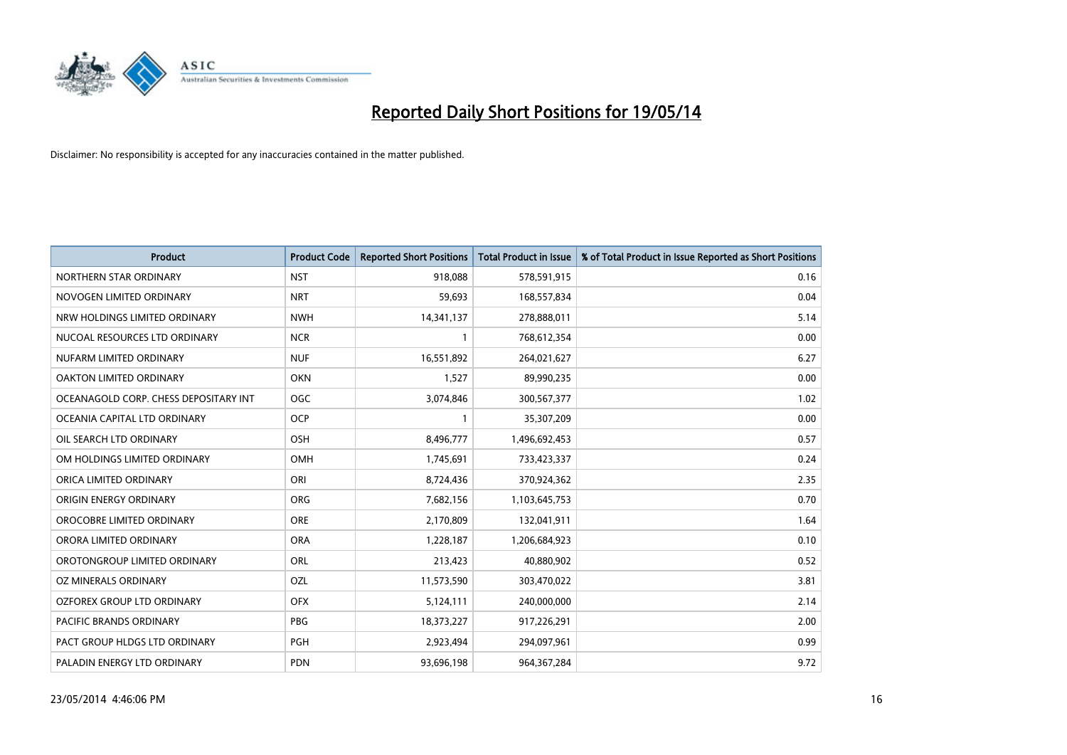# Reported Daily Short Positions for 19/05/14

Disclaimer: No responsibility is accepted for any inaccuracies contained in the matter published.

| Product | Product Code | Reported Short Positions | Total Product in Issue | % of Total Product in Issue Reported as Short Positions |
|---|---|---|---|---|
| NORTHERN STAR ORDINARY | NST | 918,088 | 578,591,915 | 0.16 |
| NOVOGEN LIMITED ORDINARY | NRT | 59,693 | 168,557,834 | 0.04 |
| NRW HOLDINGS LIMITED ORDINARY | NWH | 14,341,137 | 278,888,011 | 5.14 |
| NUCOAL RESOURCES LTD ORDINARY | NCR | 1 | 768,612,354 | 0.00 |
| NUFARM LIMITED ORDINARY | NUF | 16,551,892 | 264,021,627 | 6.27 |
| OAKTON LIMITED ORDINARY | OKN | 1,527 | 89,990,235 | 0.00 |
| OCEANAGOLD CORP. CHESS DEPOSITARY INT | OGC | 3,074,846 | 300,567,377 | 1.02 |
| OCEANIA CAPITAL LTD ORDINARY | OCP | 1 | 35,307,209 | 0.00 |
| OIL SEARCH LTD ORDINARY | OSH | 8,496,777 | 1,496,692,453 | 0.57 |
| OM HOLDINGS LIMITED ORDINARY | OMH | 1,745,691 | 733,423,337 | 0.24 |
| ORICA LIMITED ORDINARY | ORI | 8,724,436 | 370,924,362 | 2.35 |
| ORIGIN ENERGY ORDINARY | ORG | 7,682,156 | 1,103,645,753 | 0.70 |
| OROCOBRE LIMITED ORDINARY | ORE | 2,170,809 | 132,041,911 | 1.64 |
| ORORA LIMITED ORDINARY | ORA | 1,228,187 | 1,206,684,923 | 0.10 |
| OROTONGROUP LIMITED ORDINARY | ORL | 213,423 | 40,880,902 | 0.52 |
| OZ MINERALS ORDINARY | OZL | 11,573,590 | 303,470,022 | 3.81 |
| OZFOREX GROUP LTD ORDINARY | OFX | 5,124,111 | 240,000,000 | 2.14 |
| PACIFIC BRANDS ORDINARY | PBG | 18,373,227 | 917,226,291 | 2.00 |
| PACT GROUP HLDGS LTD ORDINARY | PGH | 2,923,494 | 294,097,961 | 0.99 |
| PALADIN ENERGY LTD ORDINARY | PDN | 93,696,198 | 964,367,284 | 9.72 |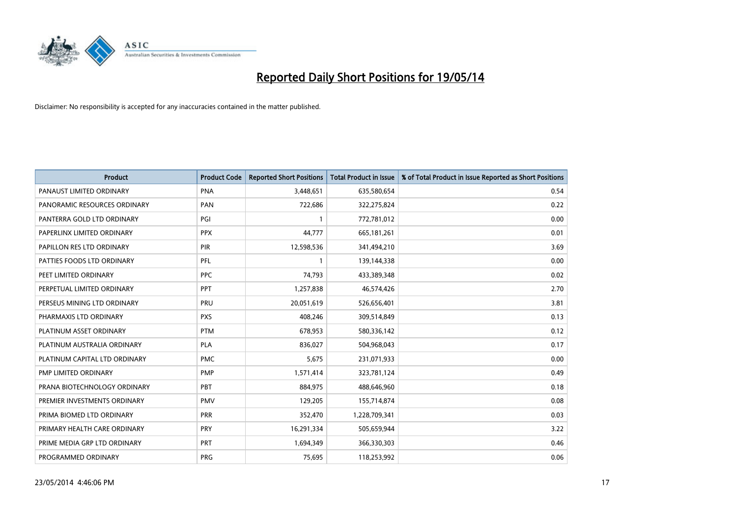# Reported Daily Short Positions for 19/05/14

Disclaimer: No responsibility is accepted for any inaccuracies contained in the matter published.

| Product | Product Code | Reported Short Positions | Total Product in Issue | % of Total Product in Issue Reported as Short Positions |
|---|---|---|---|---|
| PANAUST LIMITED ORDINARY | PNA | 3,448,651 | 635,580,654 | 0.54 |
| PANORAMIC RESOURCES ORDINARY | PAN | 722,686 | 322,275,824 | 0.22 |
| PANTERRA GOLD LTD ORDINARY | PGI | 1 | 772,781,012 | 0.00 |
| PAPERLINX LIMITED ORDINARY | PPX | 44,777 | 665,181,261 | 0.01 |
| PAPILLON RES LTD ORDINARY | PIR | 12,598,536 | 341,494,210 | 3.69 |
| PATTIES FOODS LTD ORDINARY | PFL | 1 | 139,144,338 | 0.00 |
| PEET LIMITED ORDINARY | PPC | 74,793 | 433,389,348 | 0.02 |
| PERPETUAL LIMITED ORDINARY | PPT | 1,257,838 | 46,574,426 | 2.70 |
| PERSEUS MINING LTD ORDINARY | PRU | 20,051,619 | 526,656,401 | 3.81 |
| PHARMAXIS LTD ORDINARY | PXS | 408,246 | 309,514,849 | 0.13 |
| PLATINUM ASSET ORDINARY | PTM | 678,953 | 580,336,142 | 0.12 |
| PLATINUM AUSTRALIA ORDINARY | PLA | 836,027 | 504,968,043 | 0.17 |
| PLATINUM CAPITAL LTD ORDINARY | PMC | 5,675 | 231,071,933 | 0.00 |
| PMP LIMITED ORDINARY | PMP | 1,571,414 | 323,781,124 | 0.49 |
| PRANA BIOTECHNOLOGY ORDINARY | PBT | 884,975 | 488,646,960 | 0.18 |
| PREMIER INVESTMENTS ORDINARY | PMV | 129,205 | 155,714,874 | 0.08 |
| PRIMA BIOMED LTD ORDINARY | PRR | 352,470 | 1,228,709,341 | 0.03 |
| PRIMARY HEALTH CARE ORDINARY | PRY | 16,291,334 | 505,659,944 | 3.22 |
| PRIME MEDIA GRP LTD ORDINARY | PRT | 1,694,349 | 366,330,303 | 0.46 |
| PROGRAMMED ORDINARY | PRG | 75,695 | 118,253,992 | 0.06 |

23/05/2014 4:46:06 PM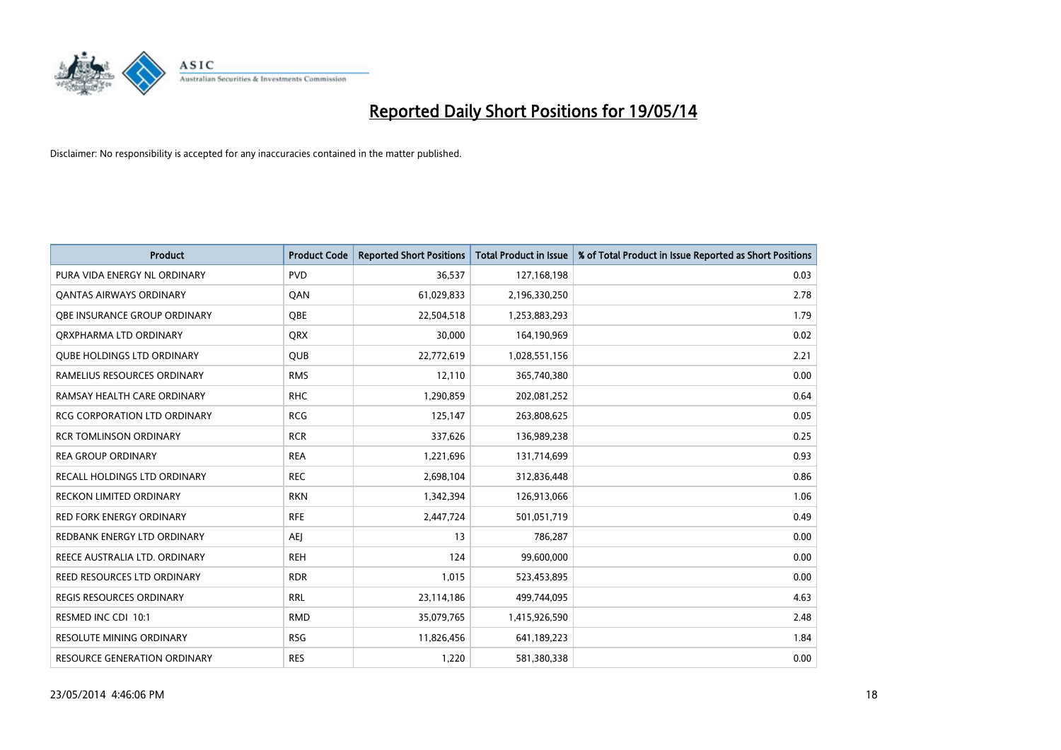# Reported Daily Short Positions for 19/05/14

Disclaimer: No responsibility is accepted for any inaccuracies contained in the matter published.

| Product | Product Code | Reported Short Positions | Total Product in Issue | % of Total Product in Issue Reported as Short Positions |
|---|---|---|---|---|
| PURA VIDA ENERGY NL ORDINARY | PVD | 36,537 | 127,168,198 | 0.03 |
| QANTAS AIRWAYS ORDINARY | QAN | 61,029,833 | 2,196,330,250 | 2.78 |
| QBE INSURANCE GROUP ORDINARY | QBE | 22,504,518 | 1,253,883,293 | 1.79 |
| QRXPHARMA LTD ORDINARY | QRX | 30,000 | 164,190,969 | 0.02 |
| QUBE HOLDINGS LTD ORDINARY | QUB | 22,772,619 | 1,028,551,156 | 2.21 |
| RAMELIUS RESOURCES ORDINARY | RMS | 12,110 | 365,740,380 | 0.00 |
| RAMSAY HEALTH CARE ORDINARY | RHC | 1,290,859 | 202,081,252 | 0.64 |
| RCG CORPORATION LTD ORDINARY | RCG | 125,147 | 263,808,625 | 0.05 |
| RCR TOMLINSON ORDINARY | RCR | 337,626 | 136,989,238 | 0.25 |
| REA GROUP ORDINARY | REA | 1,221,696 | 131,714,699 | 0.93 |
| RECALL HOLDINGS LTD ORDINARY | REC | 2,698,104 | 312,836,448 | 0.86 |
| RECKON LIMITED ORDINARY | RKN | 1,342,394 | 126,913,066 | 1.06 |
| RED FORK ENERGY ORDINARY | RFE | 2,447,724 | 501,051,719 | 0.49 |
| REDBANK ENERGY LTD ORDINARY | AEJ | 13 | 786,287 | 0.00 |
| REECE AUSTRALIA LTD. ORDINARY | REH | 124 | 99,600,000 | 0.00 |
| REED RESOURCES LTD ORDINARY | RDR | 1,015 | 523,453,895 | 0.00 |
| REGIS RESOURCES ORDINARY | RRL | 23,114,186 | 499,744,095 | 4.63 |
| RESMED INC CDI 10:1 | RMD | 35,079,765 | 1,415,926,590 | 2.48 |
| RESOLUTE MINING ORDINARY | RSG | 11,826,456 | 641,189,223 | 1.84 |
| RESOURCE GENERATION ORDINARY | RES | 1,220 | 581,380,338 | 0.00 |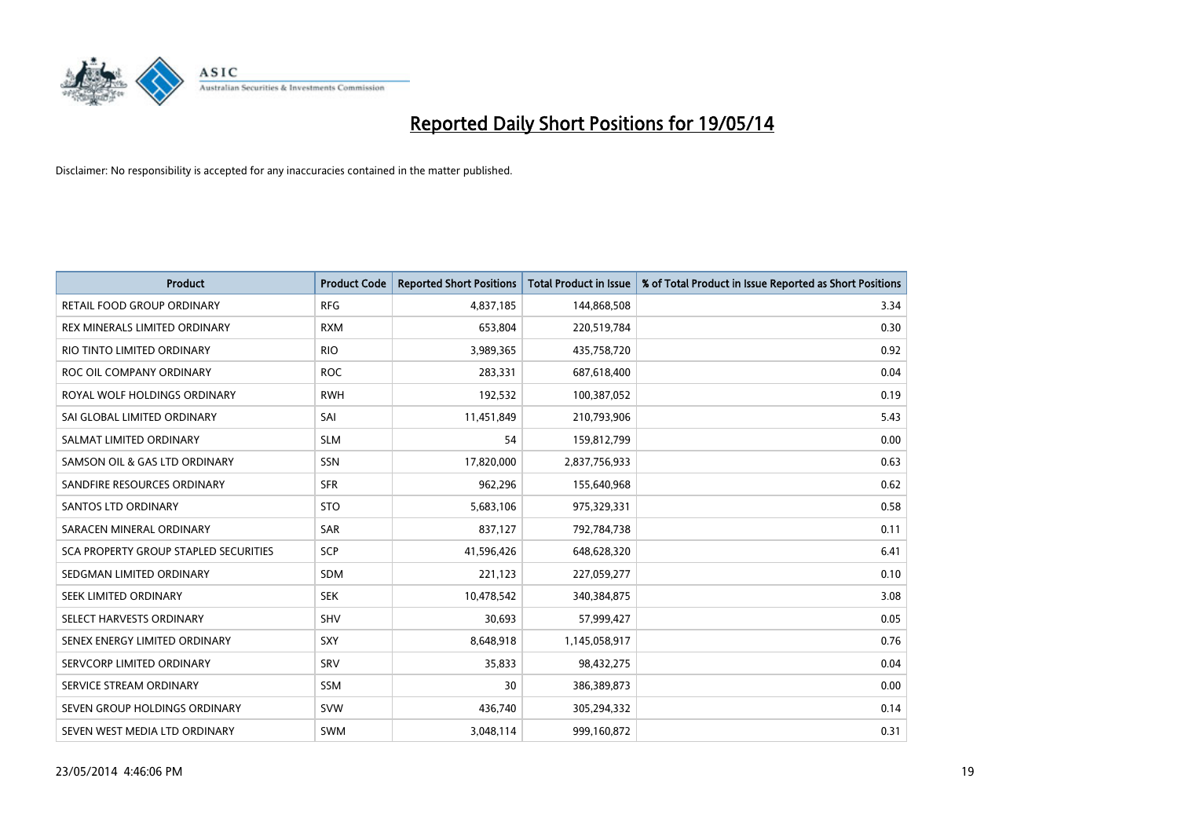# Reported Daily Short Positions for 19/05/14

Disclaimer: No responsibility is accepted for any inaccuracies contained in the matter published.

| Product | Product Code | Reported Short Positions | Total Product in Issue | % of Total Product in Issue Reported as Short Positions |
|---|---|---|---|---|
| RETAIL FOOD GROUP ORDINARY | RFG | 4,837,185 | 144,868,508 | 3.34 |
| REX MINERALS LIMITED ORDINARY | RXM | 653,804 | 220,519,784 | 0.30 |
| RIO TINTO LIMITED ORDINARY | RIO | 3,989,365 | 435,758,720 | 0.92 |
| ROC OIL COMPANY ORDINARY | ROC | 283,331 | 687,618,400 | 0.04 |
| ROYAL WOLF HOLDINGS ORDINARY | RWH | 192,532 | 100,387,052 | 0.19 |
| SAI GLOBAL LIMITED ORDINARY | SAI | 11,451,849 | 210,793,906 | 5.43 |
| SALMAT LIMITED ORDINARY | SLM | 54 | 159,812,799 | 0.00 |
| SAMSON OIL & GAS LTD ORDINARY | SSN | 17,820,000 | 2,837,756,933 | 0.63 |
| SANDFIRE RESOURCES ORDINARY | SFR | 962,296 | 155,640,968 | 0.62 |
| SANTOS LTD ORDINARY | STO | 5,683,106 | 975,329,331 | 0.58 |
| SARACEN MINERAL ORDINARY | SAR | 837,127 | 792,784,738 | 0.11 |
| SCA PROPERTY GROUP STAPLED SECURITIES | SCP | 41,596,426 | 648,628,320 | 6.41 |
| SEDGMAN LIMITED ORDINARY | SDM | 221,123 | 227,059,277 | 0.10 |
| SEEK LIMITED ORDINARY | SEK | 10,478,542 | 340,384,875 | 3.08 |
| SELECT HARVESTS ORDINARY | SHV | 30,693 | 57,999,427 | 0.05 |
| SENEX ENERGY LIMITED ORDINARY | SXY | 8,648,918 | 1,145,058,917 | 0.76 |
| SERVCORP LIMITED ORDINARY | SRV | 35,833 | 98,432,275 | 0.04 |
| SERVICE STREAM ORDINARY | SSM | 30 | 386,389,873 | 0.00 |
| SEVEN GROUP HOLDINGS ORDINARY | SVW | 436,740 | 305,294,332 | 0.14 |
| SEVEN WEST MEDIA LTD ORDINARY | SWM | 3,048,114 | 999,160,872 | 0.31 |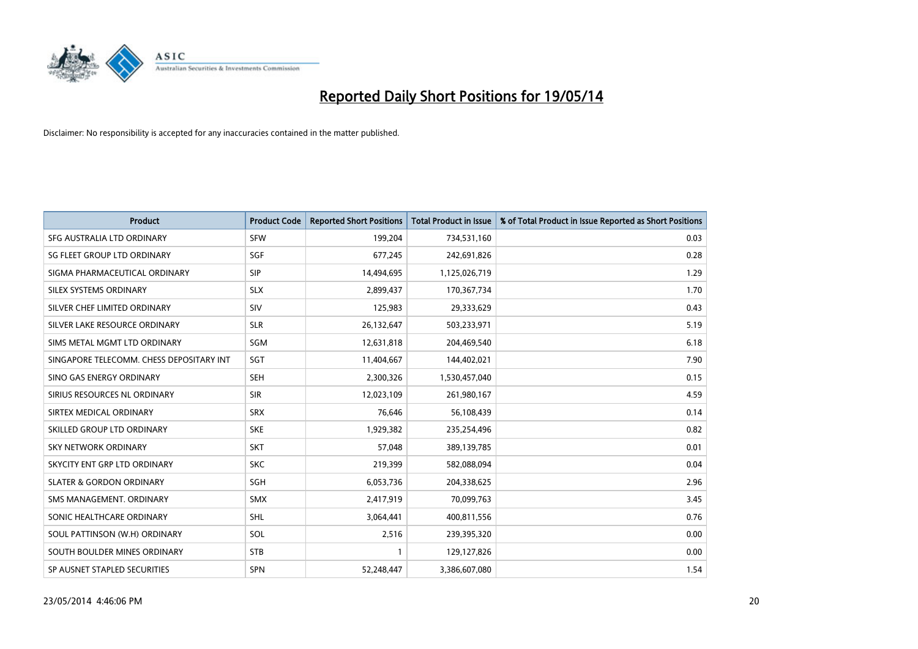# Reported Daily Short Positions for 19/05/14

Disclaimer: No responsibility is accepted for any inaccuracies contained in the matter published.

| Product | Product Code | Reported Short Positions | Total Product in Issue | % of Total Product in Issue Reported as Short Positions |
|---|---|---|---|---|
| SFG AUSTRALIA LTD ORDINARY | SFW | 199,204 | 734,531,160 | 0.03 |
| SG FLEET GROUP LTD ORDINARY | SGF | 677,245 | 242,691,826 | 0.28 |
| SIGMA PHARMACEUTICAL ORDINARY | SIP | 14,494,695 | 1,125,026,719 | 1.29 |
| SILEX SYSTEMS ORDINARY | SLX | 2,899,437 | 170,367,734 | 1.70 |
| SILVER CHEF LIMITED ORDINARY | SIV | 125,983 | 29,333,629 | 0.43 |
| SILVER LAKE RESOURCE ORDINARY | SLR | 26,132,647 | 503,233,971 | 5.19 |
| SIMS METAL MGMT LTD ORDINARY | SGM | 12,631,818 | 204,469,540 | 6.18 |
| SINGAPORE TELECOMM. CHESS DEPOSITARY INT | SGT | 11,404,667 | 144,402,021 | 7.90 |
| SINO GAS ENERGY ORDINARY | SEH | 2,300,326 | 1,530,457,040 | 0.15 |
| SIRIUS RESOURCES NL ORDINARY | SIR | 12,023,109 | 261,980,167 | 4.59 |
| SIRTEX MEDICAL ORDINARY | SRX | 76,646 | 56,108,439 | 0.14 |
| SKILLED GROUP LTD ORDINARY | SKE | 1,929,382 | 235,254,496 | 0.82 |
| SKY NETWORK ORDINARY | SKT | 57,048 | 389,139,785 | 0.01 |
| SKYCITY ENT GRP LTD ORDINARY | SKC | 219,399 | 582,088,094 | 0.04 |
| SLATER & GORDON ORDINARY | SGH | 6,053,736 | 204,338,625 | 2.96 |
| SMS MANAGEMENT. ORDINARY | SMX | 2,417,919 | 70,099,763 | 3.45 |
| SONIC HEALTHCARE ORDINARY | SHL | 3,064,441 | 400,811,556 | 0.76 |
| SOUL PATTINSON (W.H) ORDINARY | SOL | 2,516 | 239,395,320 | 0.00 |
| SOUTH BOULDER MINES ORDINARY | STB | 1 | 129,127,826 | 0.00 |
| SP AUSNET STAPLED SECURITIES | SPN | 52,248,447 | 3,386,607,080 | 1.54 |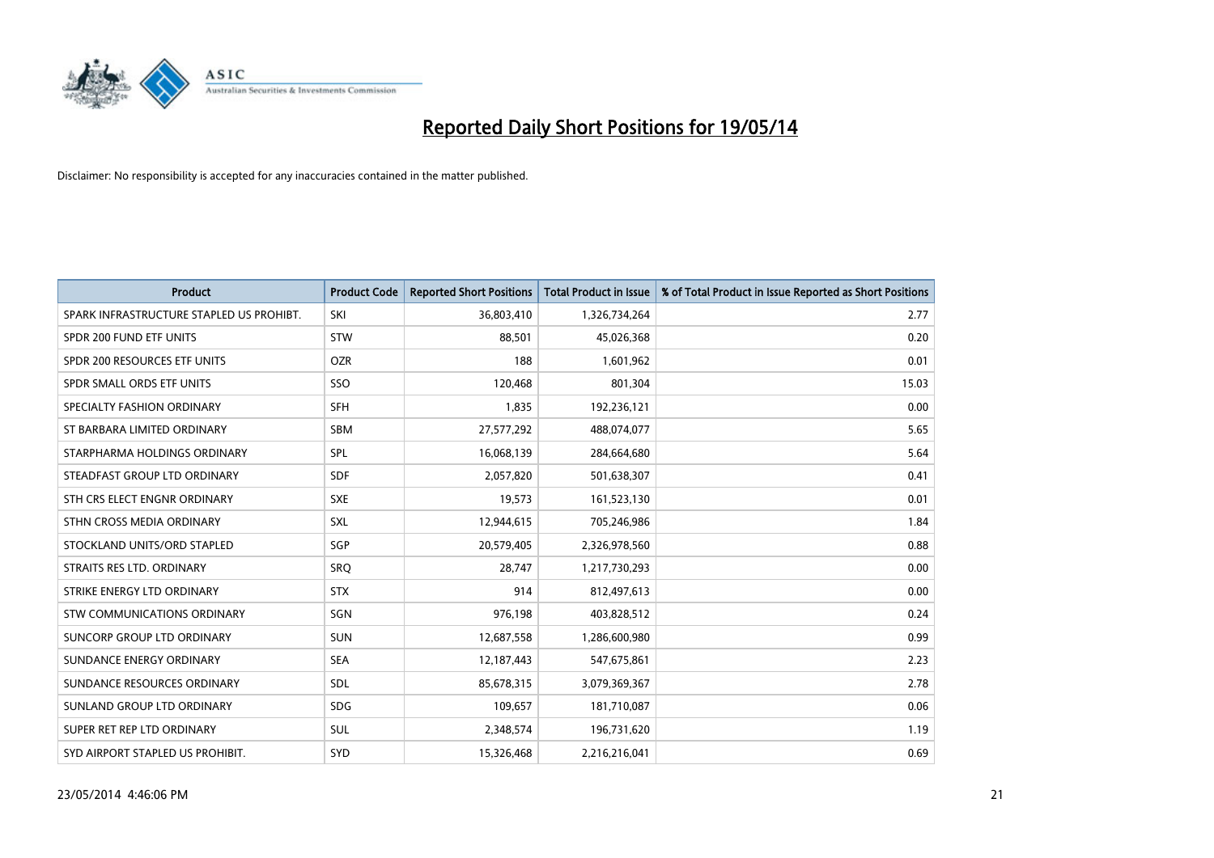# Reported Daily Short Positions for 19/05/14

Disclaimer: No responsibility is accepted for any inaccuracies contained in the matter published.

| Product | Product Code | Reported Short Positions | Total Product in Issue | % of Total Product in Issue Reported as Short Positions |
|---|---|---|---|---|
| SPARK INFRASTRUCTURE STAPLED US PROHIBT. | SKI | 36,803,410 | 1,326,734,264 | 2.77 |
| SPDR 200 FUND ETF UNITS | STW | 88,501 | 45,026,368 | 0.20 |
| SPDR 200 RESOURCES ETF UNITS | OZR | 188 | 1,601,962 | 0.01 |
| SPDR SMALL ORDS ETF UNITS | SSO | 120,468 | 801,304 | 15.03 |
| SPECIALTY FASHION ORDINARY | SFH | 1,835 | 192,236,121 | 0.00 |
| ST BARBARA LIMITED ORDINARY | SBM | 27,577,292 | 488,074,077 | 5.65 |
| STARPHARMA HOLDINGS ORDINARY | SPL | 16,068,139 | 284,664,680 | 5.64 |
| STEADFAST GROUP LTD ORDINARY | SDF | 2,057,820 | 501,638,307 | 0.41 |
| STH CRS ELECT ENGNR ORDINARY | SXE | 19,573 | 161,523,130 | 0.01 |
| STHN CROSS MEDIA ORDINARY | SXL | 12,944,615 | 705,246,986 | 1.84 |
| STOCKLAND UNITS/ORD STAPLED | SGP | 20,579,405 | 2,326,978,560 | 0.88 |
| STRAITS RES LTD. ORDINARY | SRQ | 28,747 | 1,217,730,293 | 0.00 |
| STRIKE ENERGY LTD ORDINARY | STX | 914 | 812,497,613 | 0.00 |
| STW COMMUNICATIONS ORDINARY | SGN | 976,198 | 403,828,512 | 0.24 |
| SUNCORP GROUP LTD ORDINARY | SUN | 12,687,558 | 1,286,600,980 | 0.99 |
| SUNDANCE ENERGY ORDINARY | SEA | 12,187,443 | 547,675,861 | 2.23 |
| SUNDANCE RESOURCES ORDINARY | SDL | 85,678,315 | 3,079,369,367 | 2.78 |
| SUNLAND GROUP LTD ORDINARY | SDG | 109,657 | 181,710,087 | 0.06 |
| SUPER RET REP LTD ORDINARY | SUL | 2,348,574 | 196,731,620 | 1.19 |
| SYD AIRPORT STAPLED US PROHIBIT. | SYD | 15,326,468 | 2,216,216,041 | 0.69 |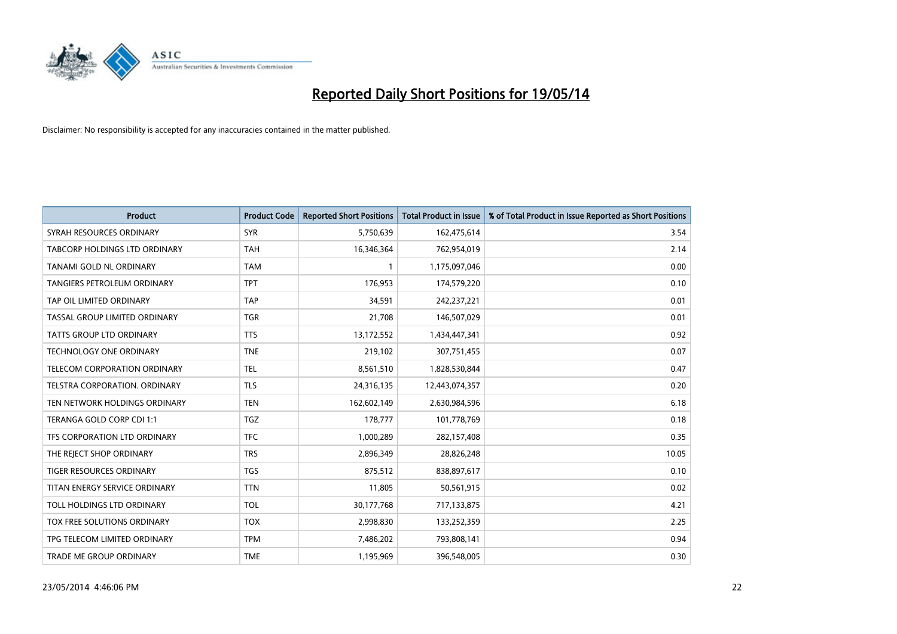# Reported Daily Short Positions for 19/05/14

Disclaimer: No responsibility is accepted for any inaccuracies contained in the matter published.

| Product | Product Code | Reported Short Positions | Total Product in Issue | % of Total Product in Issue Reported as Short Positions |
|---|---|---|---|---|
| SYRAH RESOURCES ORDINARY | SYR | 5,750,639 | 162,475,614 | 3.54 |
| TABCORP HOLDINGS LTD ORDINARY | TAH | 16,346,364 | 762,954,019 | 2.14 |
| TANAMI GOLD NL ORDINARY | TAM | 1 | 1,175,097,046 | 0.00 |
| TANGIERS PETROLEUM ORDINARY | TPT | 176,953 | 174,579,220 | 0.10 |
| TAP OIL LIMITED ORDINARY | TAP | 34,591 | 242,237,221 | 0.01 |
| TASSAL GROUP LIMITED ORDINARY | TGR | 21,708 | 146,507,029 | 0.01 |
| TATTS GROUP LTD ORDINARY | TTS | 13,172,552 | 1,434,447,341 | 0.92 |
| TECHNOLOGY ONE ORDINARY | TNE | 219,102 | 307,751,455 | 0.07 |
| TELECOM CORPORATION ORDINARY | TEL | 8,561,510 | 1,828,530,844 | 0.47 |
| TELSTRA CORPORATION. ORDINARY | TLS | 24,316,135 | 12,443,074,357 | 0.20 |
| TEN NETWORK HOLDINGS ORDINARY | TEN | 162,602,149 | 2,630,984,596 | 6.18 |
| TERANGA GOLD CORP CDI 1:1 | TGZ | 178,777 | 101,778,769 | 0.18 |
| TFS CORPORATION LTD ORDINARY | TFC | 1,000,289 | 282,157,408 | 0.35 |
| THE REJECT SHOP ORDINARY | TRS | 2,896,349 | 28,826,248 | 10.05 |
| TIGER RESOURCES ORDINARY | TGS | 875,512 | 838,897,617 | 0.10 |
| TITAN ENERGY SERVICE ORDINARY | TTN | 11,805 | 50,561,915 | 0.02 |
| TOLL HOLDINGS LTD ORDINARY | TOL | 30,177,768 | 717,133,875 | 4.21 |
| TOX FREE SOLUTIONS ORDINARY | TOX | 2,998,830 | 133,252,359 | 2.25 |
| TPG TELECOM LIMITED ORDINARY | TPM | 7,486,202 | 793,808,141 | 0.94 |
| TRADE ME GROUP ORDINARY | TME | 1,195,969 | 396,548,005 | 0.30 |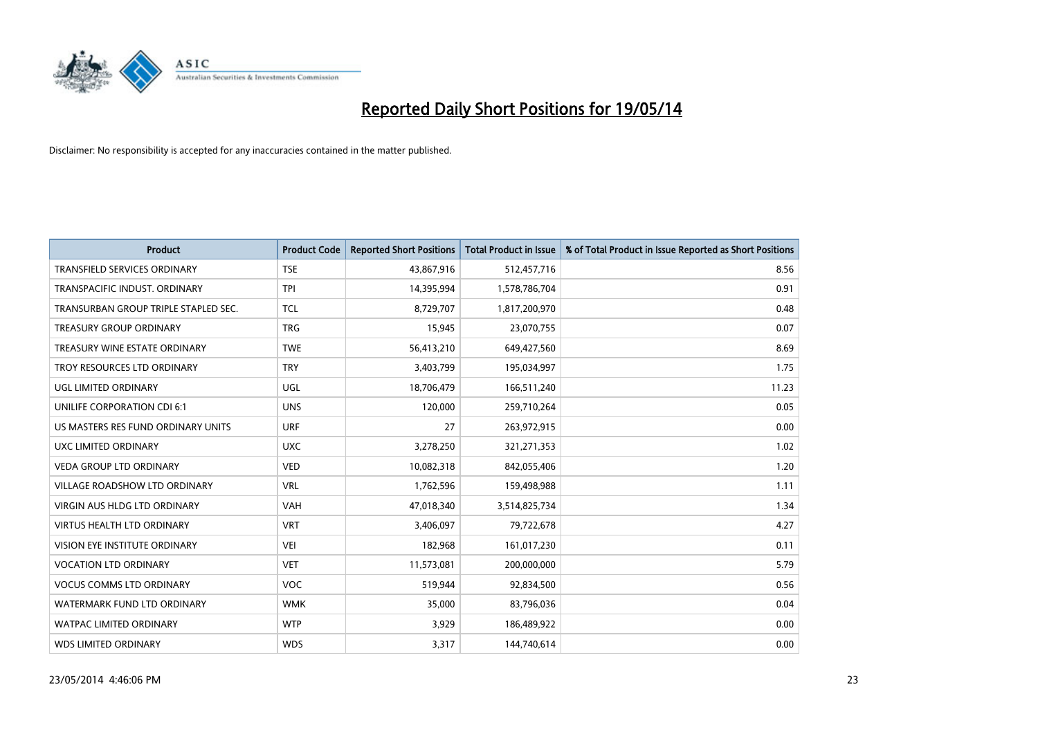# Reported Daily Short Positions for 19/05/14

Disclaimer: No responsibility is accepted for any inaccuracies contained in the matter published.

| Product | Product Code | Reported Short Positions | Total Product in Issue | % of Total Product in Issue Reported as Short Positions |
|---|---|---|---|---|
| TRANSFIELD SERVICES ORDINARY | TSE | 43,867,916 | 512,457,716 | 8.56 |
| TRANSPACIFIC INDUST. ORDINARY | TPI | 14,395,994 | 1,578,786,704 | 0.91 |
| TRANSURBAN GROUP TRIPLE STAPLED SEC. | TCL | 8,729,707 | 1,817,200,970 | 0.48 |
| TREASURY GROUP ORDINARY | TRG | 15,945 | 23,070,755 | 0.07 |
| TREASURY WINE ESTATE ORDINARY | TWE | 56,413,210 | 649,427,560 | 8.69 |
| TROY RESOURCES LTD ORDINARY | TRY | 3,403,799 | 195,034,997 | 1.75 |
| UGL LIMITED ORDINARY | UGL | 18,706,479 | 166,511,240 | 11.23 |
| UNILIFE CORPORATION CDI 6:1 | UNS | 120,000 | 259,710,264 | 0.05 |
| US MASTERS RES FUND ORDINARY UNITS | URF | 27 | 263,972,915 | 0.00 |
| UXC LIMITED ORDINARY | UXC | 3,278,250 | 321,271,353 | 1.02 |
| VEDA GROUP LTD ORDINARY | VED | 10,082,318 | 842,055,406 | 1.20 |
| VILLAGE ROADSHOW LTD ORDINARY | VRL | 1,762,596 | 159,498,988 | 1.11 |
| VIRGIN AUS HLDG LTD ORDINARY | VAH | 47,018,340 | 3,514,825,734 | 1.34 |
| VIRTUS HEALTH LTD ORDINARY | VRT | 3,406,097 | 79,722,678 | 4.27 |
| VISION EYE INSTITUTE ORDINARY | VEI | 182,968 | 161,017,230 | 0.11 |
| VOCATION LTD ORDINARY | VET | 11,573,081 | 200,000,000 | 5.79 |
| VOCUS COMMS LTD ORDINARY | VOC | 519,944 | 92,834,500 | 0.56 |
| WATERMARK FUND LTD ORDINARY | WMK | 35,000 | 83,796,036 | 0.04 |
| WATPAC LIMITED ORDINARY | WTP | 3,929 | 186,489,922 | 0.00 |
| WDS LIMITED ORDINARY | WDS | 3,317 | 144,740,614 | 0.00 |

23/05/2014 4:46:06 PM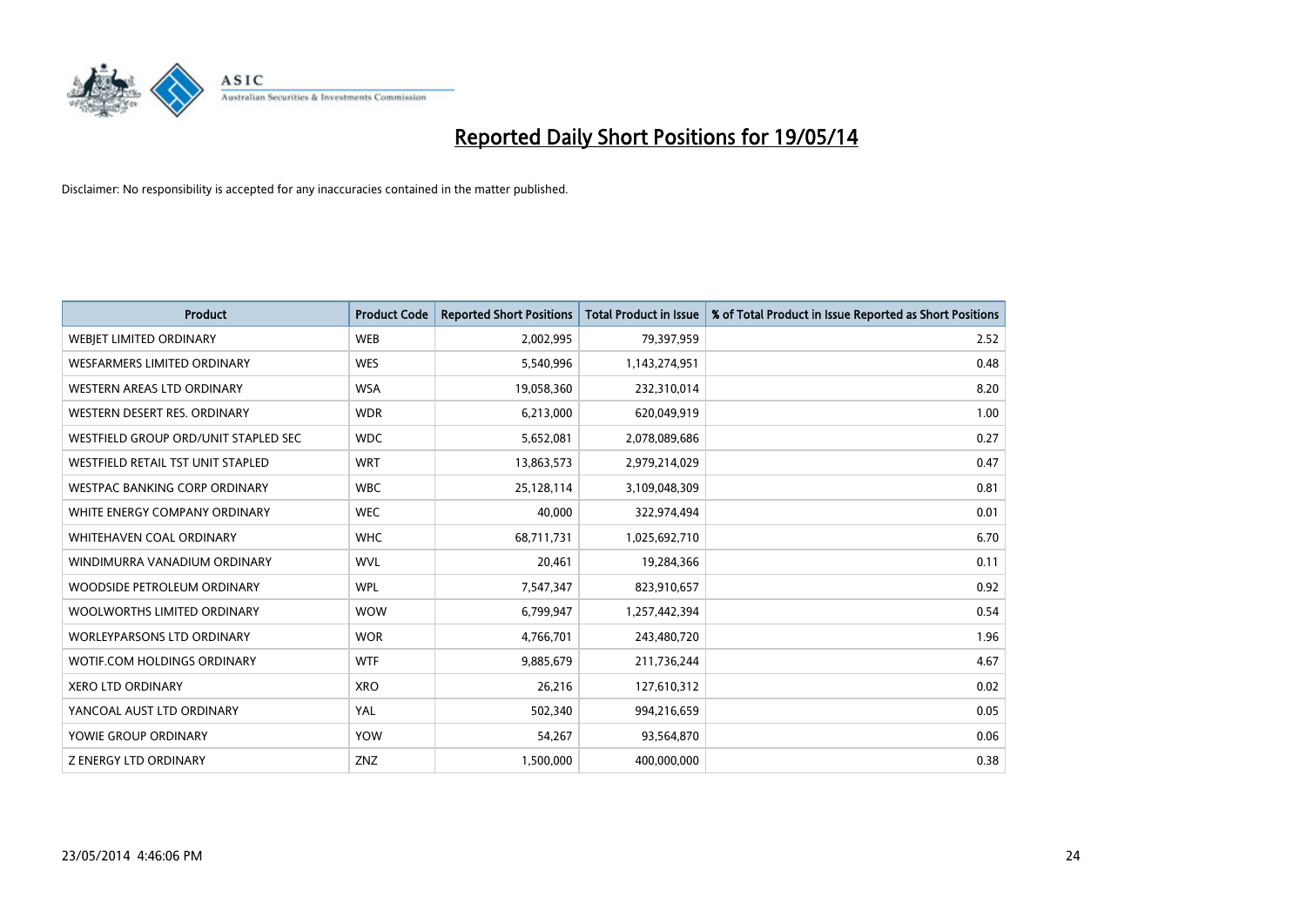# Reported Daily Short Positions for 19/05/14

Disclaimer: No responsibility is accepted for any inaccuracies contained in the matter published.

| Product | Product Code | Reported Short Positions | Total Product in Issue | % of Total Product in Issue Reported as Short Positions |
|---|---|---|---|---|
| WEBJET LIMITED ORDINARY | WEB | 2,002,995 | 79,397,959 | 2.52 |
| WESFARMERS LIMITED ORDINARY | WES | 5,540,996 | 1,143,274,951 | 0.48 |
| WESTERN AREAS LTD ORDINARY | WSA | 19,058,360 | 232,310,014 | 8.20 |
| WESTERN DESERT RES. ORDINARY | WDR | 6,213,000 | 620,049,919 | 1.00 |
| WESTFIELD GROUP ORD/UNIT STAPLED SEC | WDC | 5,652,081 | 2,078,089,686 | 0.27 |
| WESTFIELD RETAIL TST UNIT STAPLED | WRT | 13,863,573 | 2,979,214,029 | 0.47 |
| WESTPAC BANKING CORP ORDINARY | WBC | 25,128,114 | 3,109,048,309 | 0.81 |
| WHITE ENERGY COMPANY ORDINARY | WEC | 40,000 | 322,974,494 | 0.01 |
| WHITEHAVEN COAL ORDINARY | WHC | 68,711,731 | 1,025,692,710 | 6.70 |
| WINDIMURRA VANADIUM ORDINARY | WVL | 20,461 | 19,284,366 | 0.11 |
| WOODSIDE PETROLEUM ORDINARY | WPL | 7,547,347 | 823,910,657 | 0.92 |
| WOOLWORTHS LIMITED ORDINARY | WOW | 6,799,947 | 1,257,442,394 | 0.54 |
| WORLEYPARSONS LTD ORDINARY | WOR | 4,766,701 | 243,480,720 | 1.96 |
| WOTIF.COM HOLDINGS ORDINARY | WTF | 9,885,679 | 211,736,244 | 4.67 |
| XERO LTD ORDINARY | XRO | 26,216 | 127,610,312 | 0.02 |
| YANCOAL AUST LTD ORDINARY | YAL | 502,340 | 994,216,659 | 0.05 |
| YOWIE GROUP ORDINARY | YOW | 54,267 | 93,564,870 | 0.06 |
| Z ENERGY LTD ORDINARY | ZNZ | 1,500,000 | 400,000,000 | 0.38 |

23/05/2014 4:46:06 PM